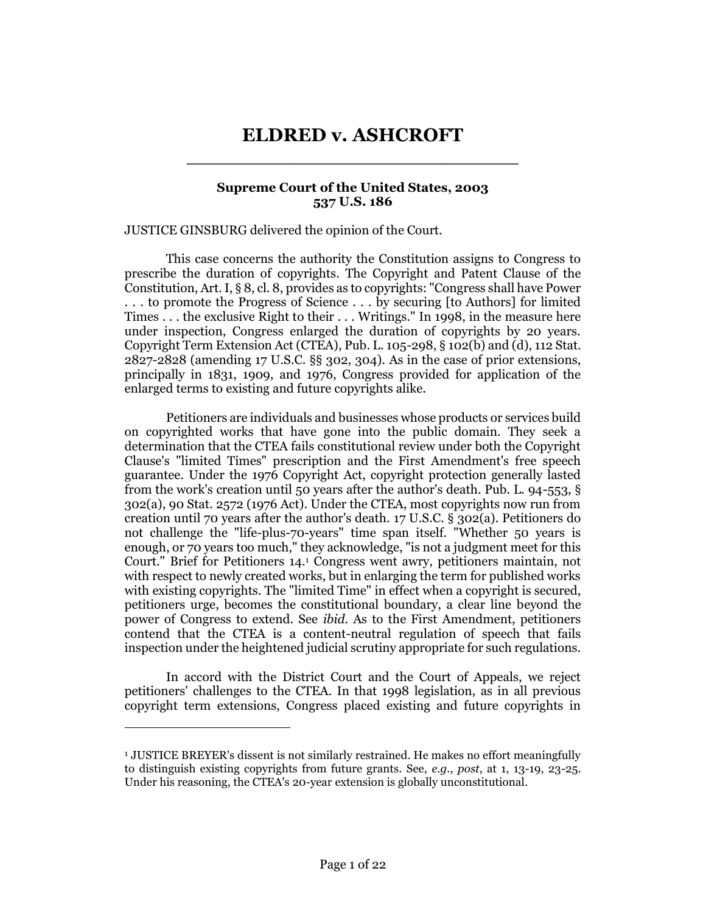# ELDRED v. ASHCROFT

**Supreme Court of the United States, 2003**
**537 U.S. 186**

JUSTICE GINSBURG delivered the opinion of the Court.

This case concerns the authority the Constitution assigns to Congress to prescribe the duration of copyrights. The Copyright and Patent Clause of the Constitution, Art. I, § 8, cl. 8, provides as to copyrights: "Congress shall have Power . . . to promote the Progress of Science . . . by securing [to Authors] for limited Times . . . the exclusive Right to their . . . Writings." In 1998, in the measure here under inspection, Congress enlarged the duration of copyrights by 20 years. Copyright Term Extension Act (CTEA), Pub. L. 105-298, § 102(b) and (d), 112 Stat. 2827-2828 (amending 17 U.S.C. §§ 302, 304). As in the case of prior extensions, principally in 1831, 1909, and 1976, Congress provided for application of the enlarged terms to existing and future copyrights alike.

Petitioners are individuals and businesses whose products or services build on copyrighted works that have gone into the public domain. They seek a determination that the CTEA fails constitutional review under both the Copyright Clause's "limited Times" prescription and the First Amendment's free speech guarantee. Under the 1976 Copyright Act, copyright protection generally lasted from the work's creation until 50 years after the author's death. Pub. L. 94-553, § 302(a), 90 Stat. 2572 (1976 Act). Under the CTEA, most copyrights now run from creation until 70 years after the author's death. 17 U.S.C. § 302(a). Petitioners do not challenge the "life-plus-70-years" time span itself. "Whether 50 years is enough, or 70 years too much," they acknowledge, "is not a judgment meet for this Court." Brief for Petitioners 14.[1] Congress went awry, petitioners maintain, not with respect to newly created works, but in enlarging the term for published works with existing copyrights. The "limited Time" in effect when a copyright is secured, petitioners urge, becomes the constitutional boundary, a clear line beyond the power of Congress to extend. See *ibid.* As to the First Amendment, petitioners contend that the CTEA is a content-neutral regulation of speech that fails inspection under the heightened judicial scrutiny appropriate for such regulations.

In accord with the District Court and the Court of Appeals, we reject petitioners' challenges to the CTEA. In that 1998 legislation, as in all previous copyright term extensions, Congress placed existing and future copyrights in

---

[1] JUSTICE BREYER's dissent is not similarly restrained. He makes no effort meaningfully to distinguish existing copyrights from future grants. See, *e.g.*, *post*, at 1, 13-19, 23-25. Under his reasoning, the CTEA's 20-year extension is globally unconstitutional.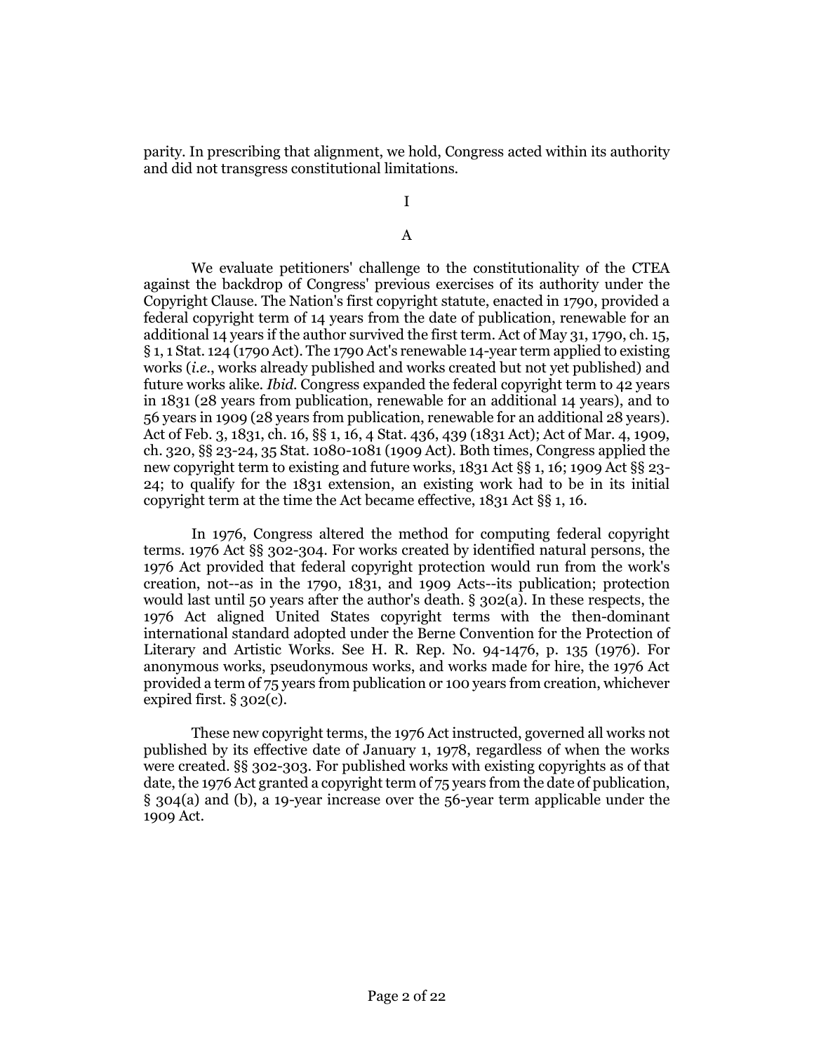parity. In prescribing that alignment, we hold, Congress acted within its authority and did not transgress constitutional limitations.

# I

## A

We evaluate petitioners' challenge to the constitutionality of the CTEA against the backdrop of Congress' previous exercises of its authority under the Copyright Clause. The Nation's first copyright statute, enacted in 1790, provided a federal copyright term of 14 years from the date of publication, renewable for an additional 14 years if the author survived the first term. Act of May 31, 1790, ch. 15, § 1, 1 Stat. 124 (1790 Act). The 1790 Act's renewable 14-year term applied to existing works (*i.e.*, works already published and works created but not yet published) and future works alike. *Ibid.* Congress expanded the federal copyright term to 42 years in 1831 (28 years from publication, renewable for an additional 14 years), and to 56 years in 1909 (28 years from publication, renewable for an additional 28 years). Act of Feb. 3, 1831, ch. 16, §§ 1, 16, 4 Stat. 436, 439 (1831 Act); Act of Mar. 4, 1909, ch. 320, §§ 23-24, 35 Stat. 1080-1081 (1909 Act). Both times, Congress applied the new copyright term to existing and future works, 1831 Act §§ 1, 16; 1909 Act §§ 23-24; to qualify for the 1831 extension, an existing work had to be in its initial copyright term at the time the Act became effective, 1831 Act §§ 1, 16.

In 1976, Congress altered the method for computing federal copyright terms. 1976 Act §§ 302-304. For works created by identified natural persons, the 1976 Act provided that federal copyright protection would run from the work's creation, not--as in the 1790, 1831, and 1909 Acts--its publication; protection would last until 50 years after the author's death. § 302(a). In these respects, the 1976 Act aligned United States copyright terms with the then-dominant international standard adopted under the Berne Convention for the Protection of Literary and Artistic Works. See H. R. Rep. No. 94-1476, p. 135 (1976). For anonymous works, pseudonymous works, and works made for hire, the 1976 Act provided a term of 75 years from publication or 100 years from creation, whichever expired first. § 302(c).

These new copyright terms, the 1976 Act instructed, governed all works not published by its effective date of January 1, 1978, regardless of when the works were created. §§ 302-303. For published works with existing copyrights as of that date, the 1976 Act granted a copyright term of 75 years from the date of publication, § 304(a) and (b), a 19-year increase over the 56-year term applicable under the 1909 Act.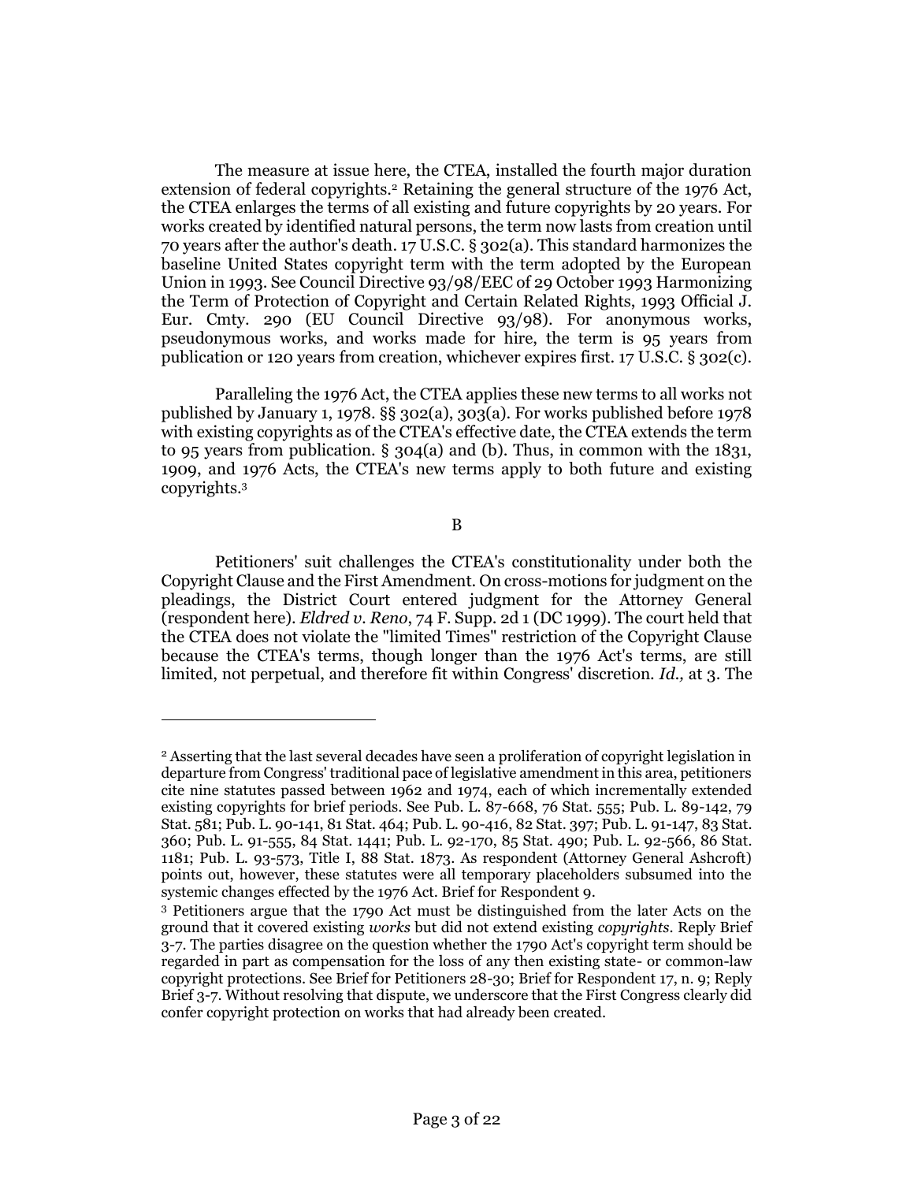The measure at issue here, the CTEA, installed the fourth major duration extension of federal copyrights.[2] Retaining the general structure of the 1976 Act, the CTEA enlarges the terms of all existing and future copyrights by 20 years. For works created by identified natural persons, the term now lasts from creation until 70 years after the author's death. 17 U.S.C. § 302(a). This standard harmonizes the baseline United States copyright term with the term adopted by the European Union in 1993. See Council Directive 93/98/EEC of 29 October 1993 Harmonizing the Term of Protection of Copyright and Certain Related Rights, 1993 Official J. Eur. Cmty. 290 (EU Council Directive 93/98). For anonymous works, pseudonymous works, and works made for hire, the term is 95 years from publication or 120 years from creation, whichever expires first. 17 U.S.C. § 302(c).

Paralleling the 1976 Act, the CTEA applies these new terms to all works not published by January 1, 1978. §§ 302(a), 303(a). For works published before 1978 with existing copyrights as of the CTEA's effective date, the CTEA extends the term to 95 years from publication. § 304(a) and (b). Thus, in common with the 1831, 1909, and 1976 Acts, the CTEA's new terms apply to both future and existing copyrights.[3]

B

Petitioners' suit challenges the CTEA's constitutionality under both the Copyright Clause and the First Amendment. On cross-motions for judgment on the pleadings, the District Court entered judgment for the Attorney General (respondent here). *Eldred v. Reno*, 74 F. Supp. 2d 1 (DC 1999). The court held that the CTEA does not violate the "limited Times" restriction of the Copyright Clause because the CTEA's terms, though longer than the 1976 Act's terms, are still limited, not perpetual, and therefore fit within Congress' discretion. *Id.,* at 3. The

---

[2] Asserting that the last several decades have seen a proliferation of copyright legislation in departure from Congress' traditional pace of legislative amendment in this area, petitioners cite nine statutes passed between 1962 and 1974, each of which incrementally extended existing copyrights for brief periods. See Pub. L. 87-668, 76 Stat. 555; Pub. L. 89-142, 79 Stat. 581; Pub. L. 90-141, 81 Stat. 464; Pub. L. 90-416, 82 Stat. 397; Pub. L. 91-147, 83 Stat. 360; Pub. L. 91-555, 84 Stat. 1441; Pub. L. 92-170, 85 Stat. 490; Pub. L. 92-566, 86 Stat. 1181; Pub. L. 93-573, Title I, 88 Stat. 1873. As respondent (Attorney General Ashcroft) points out, however, these statutes were all temporary placeholders subsumed into the systemic changes effected by the 1976 Act. Brief for Respondent 9.

[3] Petitioners argue that the 1790 Act must be distinguished from the later Acts on the ground that it covered existing *works* but did not extend existing *copyrights*. Reply Brief 3-7. The parties disagree on the question whether the 1790 Act's copyright term should be regarded in part as compensation for the loss of any then existing state- or common-law copyright protections. See Brief for Petitioners 28-30; Brief for Respondent 17, n. 9; Reply Brief 3-7. Without resolving that dispute, we underscore that the First Congress clearly did confer copyright protection on works that had already been created.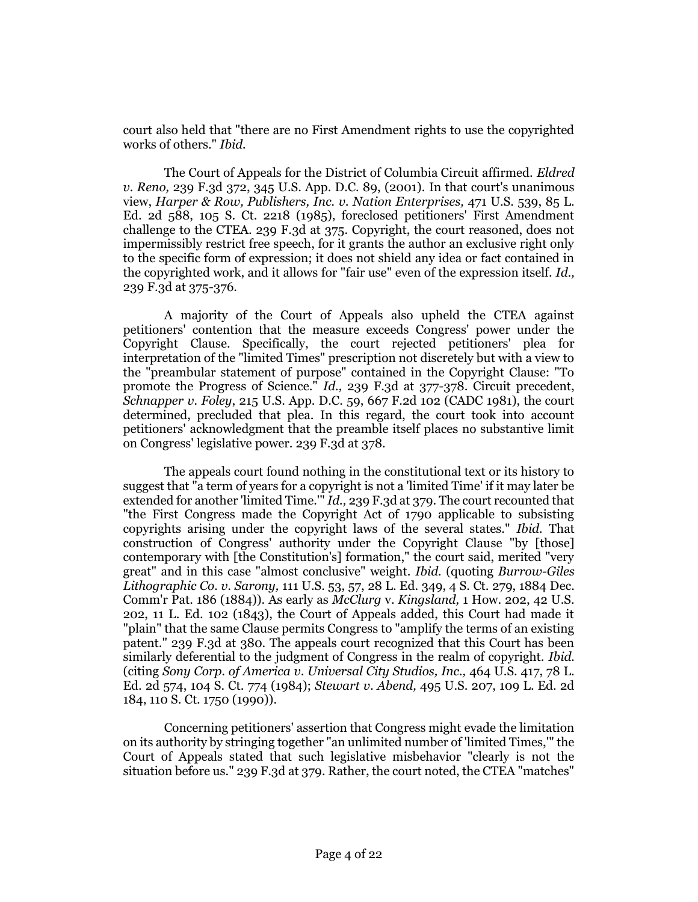court also held that "there are no First Amendment rights to use the copyrighted works of others." *Ibid.*

The Court of Appeals for the District of Columbia Circuit affirmed. *Eldred v. Reno,* 239 F.3d 372, 345 U.S. App. D.C. 89, (2001). In that court's unanimous view, *Harper & Row, Publishers, Inc. v. Nation Enterprises,* 471 U.S. 539, 85 L. Ed. 2d 588, 105 S. Ct. 2218 (1985), foreclosed petitioners' First Amendment challenge to the CTEA. 239 F.3d at 375. Copyright, the court reasoned, does not impermissibly restrict free speech, for it grants the author an exclusive right only to the specific form of expression; it does not shield any idea or fact contained in the copyrighted work, and it allows for "fair use" even of the expression itself. *Id.,* 239 F.3d at 375-376.

A majority of the Court of Appeals also upheld the CTEA against petitioners' contention that the measure exceeds Congress' power under the Copyright Clause. Specifically, the court rejected petitioners' plea for interpretation of the "limited Times" prescription not discretely but with a view to the "preambular statement of purpose" contained in the Copyright Clause: "To promote the Progress of Science." *Id.,* 239 F.3d at 377-378. Circuit precedent, *Schnapper v. Foley*, 215 U.S. App. D.C. 59, 667 F.2d 102 (CADC 1981), the court determined, precluded that plea. In this regard, the court took into account petitioners' acknowledgment that the preamble itself places no substantive limit on Congress' legislative power. 239 F.3d at 378.

The appeals court found nothing in the constitutional text or its history to suggest that "a term of years for a copyright is not a 'limited Time' if it may later be extended for another 'limited Time.'" *Id.,* 239 F.3d at 379. The court recounted that "the First Congress made the Copyright Act of 1790 applicable to subsisting copyrights arising under the copyright laws of the several states." *Ibid.* That construction of Congress' authority under the Copyright Clause "by [those] contemporary with [the Constitution's] formation," the court said, merited "very great" and in this case "almost conclusive" weight. *Ibid.* (quoting *Burrow-Giles Lithographic Co. v. Sarony,* 111 U.S. 53, 57, 28 L. Ed. 349, 4 S. Ct. 279, 1884 Dec. Comm'r Pat. 186 (1884)). As early as *McClurg* v. *Kingsland,* 1 How. 202, 42 U.S. 202, 11 L. Ed. 102 (1843), the Court of Appeals added, this Court had made it "plain" that the same Clause permits Congress to "amplify the terms of an existing patent." 239 F.3d at 380. The appeals court recognized that this Court has been similarly deferential to the judgment of Congress in the realm of copyright. *Ibid.* (citing *Sony Corp. of America v. Universal City Studios, Inc.,* 464 U.S. 417, 78 L. Ed. 2d 574, 104 S. Ct. 774 (1984); *Stewart v. Abend,* 495 U.S. 207, 109 L. Ed. 2d 184, 110 S. Ct. 1750 (1990)).

Concerning petitioners' assertion that Congress might evade the limitation on its authority by stringing together "an unlimited number of 'limited Times,'" the Court of Appeals stated that such legislative misbehavior "clearly is not the situation before us." 239 F.3d at 379. Rather, the court noted, the CTEA "matches"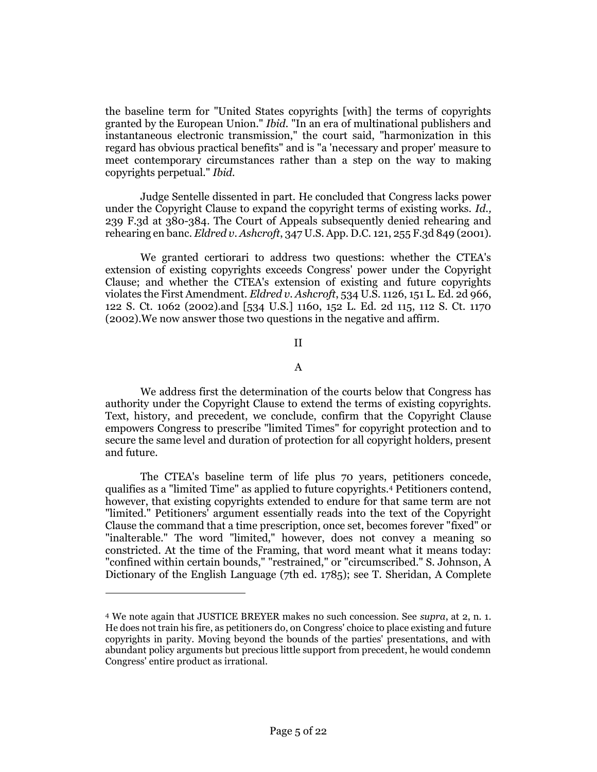the baseline term for "United States copyrights [with] the terms of copyrights granted by the European Union." *Ibid.* "In an era of multinational publishers and instantaneous electronic transmission," the court said, "harmonization in this regard has obvious practical benefits" and is "a 'necessary and proper' measure to meet contemporary circumstances rather than a step on the way to making copyrights perpetual." *Ibid.*

Judge Sentelle dissented in part. He concluded that Congress lacks power under the Copyright Clause to expand the copyright terms of existing works. *Id.,* 239 F.3d at 380-384. The Court of Appeals subsequently denied rehearing and rehearing en banc. *Eldred v. Ashcroft*, 347 U.S. App. D.C. 121, 255 F.3d 849 (2001).

We granted certiorari to address two questions: whether the CTEA's extension of existing copyrights exceeds Congress' power under the Copyright Clause; and whether the CTEA's extension of existing and future copyrights violates the First Amendment. *Eldred v. Ashcroft*, 534 U.S. 1126, 151 L. Ed. 2d 966, 122 S. Ct. 1062 (2002).and [534 U.S.] 1160, 152 L. Ed. 2d 115, 112 S. Ct. 1170 (2002).We now answer those two questions in the negative and affirm.

## II

### A

We address first the determination of the courts below that Congress has authority under the Copyright Clause to extend the terms of existing copyrights. Text, history, and precedent, we conclude, confirm that the Copyright Clause empowers Congress to prescribe "limited Times" for copyright protection and to secure the same level and duration of protection for all copyright holders, present and future.

The CTEA's baseline term of life plus 70 years, petitioners concede, qualifies as a "limited Time" as applied to future copyrights.[4] Petitioners contend, however, that existing copyrights extended to endure for that same term are not "limited." Petitioners' argument essentially reads into the text of the Copyright Clause the command that a time prescription, once set, becomes forever "fixed" or "inalterable." The word "limited," however, does not convey a meaning so constricted. At the time of the Framing, that word meant what it means today: "confined within certain bounds," "restrained," or "circumscribed." S. Johnson, A Dictionary of the English Language (7th ed. 1785); see T. Sheridan, A Complete

---

[4] We note again that JUSTICE BREYER makes no such concession. See *supra*, at 2, n. 1. He does not train his fire, as petitioners do, on Congress' choice to place existing and future copyrights in parity. Moving beyond the bounds of the parties' presentations, and with abundant policy arguments but precious little support from precedent, he would condemn Congress' entire product as irrational.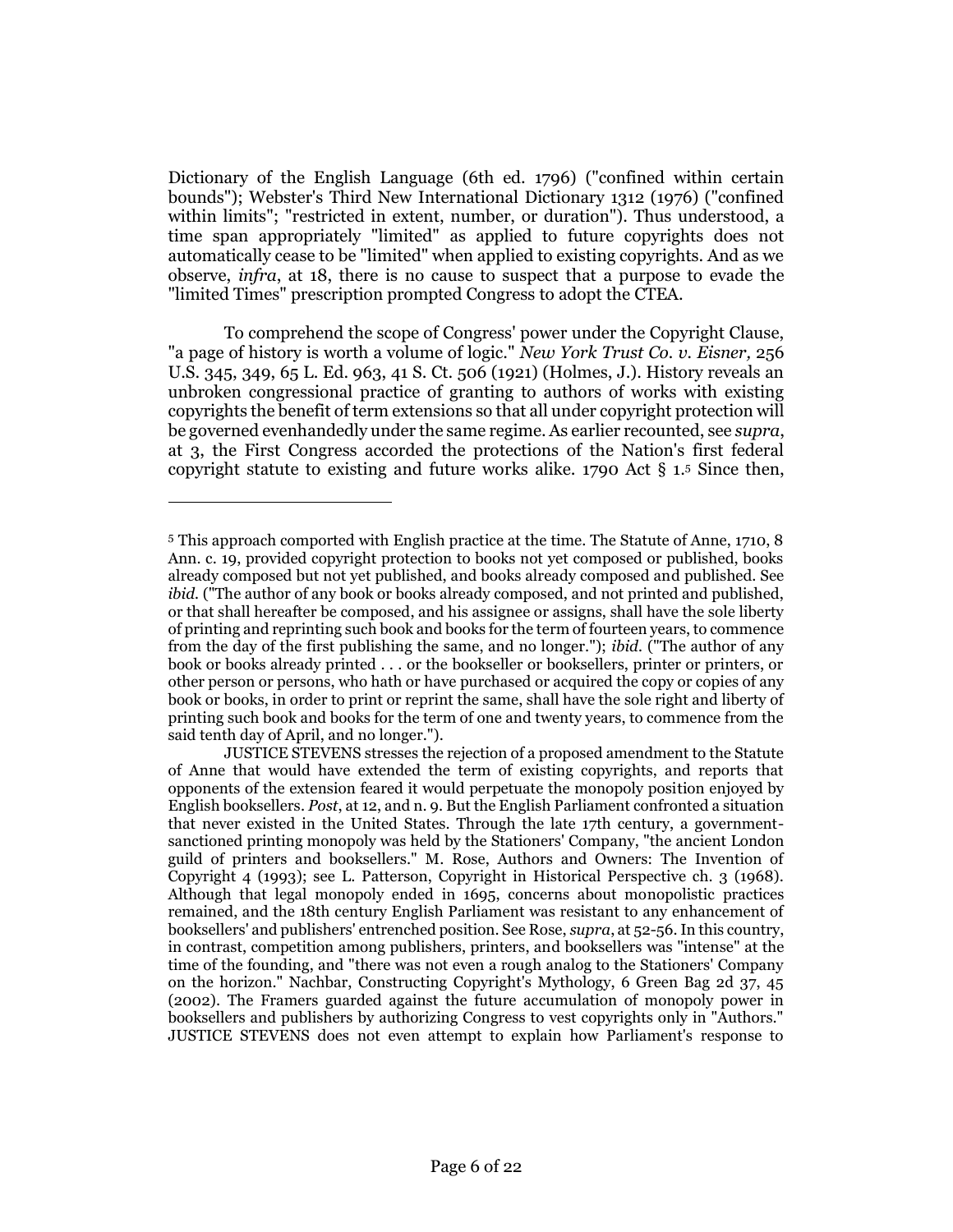Dictionary of the English Language (6th ed. 1796) ("confined within certain bounds"); Webster's Third New International Dictionary 1312 (1976) ("confined within limits"; "restricted in extent, number, or duration"). Thus understood, a time span appropriately "limited" as applied to future copyrights does not automatically cease to be "limited" when applied to existing copyrights. And as we observe, *infra*, at 18, there is no cause to suspect that a purpose to evade the "limited Times" prescription prompted Congress to adopt the CTEA.

To comprehend the scope of Congress' power under the Copyright Clause, "a page of history is worth a volume of logic." *New York Trust Co. v. Eisner,* 256 U.S. 345, 349, 65 L. Ed. 963, 41 S. Ct. 506 (1921) (Holmes, J.). History reveals an unbroken congressional practice of granting to authors of works with existing copyrights the benefit of term extensions so that all under copyright protection will be governed evenhandedly under the same regime. As earlier recounted, see *supra*, at 3, the First Congress accorded the protections of the Nation's first federal copyright statute to existing and future works alike. 1790 Act § 1.[5] Since then,

---

[5] This approach comported with English practice at the time. The Statute of Anne, 1710, 8 Ann. c. 19, provided copyright protection to books not yet composed or published, books already composed but not yet published, and books already composed and published. See *ibid.* ("The author of any book or books already composed, and not printed and published, or that shall hereafter be composed, and his assignee or assigns, shall have the sole liberty of printing and reprinting such book and books for the term of fourteen years, to commence from the day of the first publishing the same, and no longer."); *ibid.* ("The author of any book or books already printed . . . or the bookseller or booksellers, printer or printers, or other person or persons, who hath or have purchased or acquired the copy or copies of any book or books, in order to print or reprint the same, shall have the sole right and liberty of printing such book and books for the term of one and twenty years, to commence from the said tenth day of April, and no longer.").

JUSTICE STEVENS stresses the rejection of a proposed amendment to the Statute of Anne that would have extended the term of existing copyrights, and reports that opponents of the extension feared it would perpetuate the monopoly position enjoyed by English booksellers. *Post*, at 12, and n. 9. But the English Parliament confronted a situation that never existed in the United States. Through the late 17th century, a government-sanctioned printing monopoly was held by the Stationers' Company, "the ancient London guild of printers and booksellers." M. Rose, Authors and Owners: The Invention of Copyright 4 (1993); see L. Patterson, Copyright in Historical Perspective ch. 3 (1968). Although that legal monopoly ended in 1695, concerns about monopolistic practices remained, and the 18th century English Parliament was resistant to any enhancement of booksellers' and publishers' entrenched position. See Rose, *supra*, at 52-56. In this country, in contrast, competition among publishers, printers, and booksellers was "intense" at the time of the founding, and "there was not even a rough analog to the Stationers' Company on the horizon." Nachbar, Constructing Copyright's Mythology, 6 Green Bag 2d 37, 45 (2002). The Framers guarded against the future accumulation of monopoly power in booksellers and publishers by authorizing Congress to vest copyrights only in "Authors." JUSTICE STEVENS does not even attempt to explain how Parliament's response to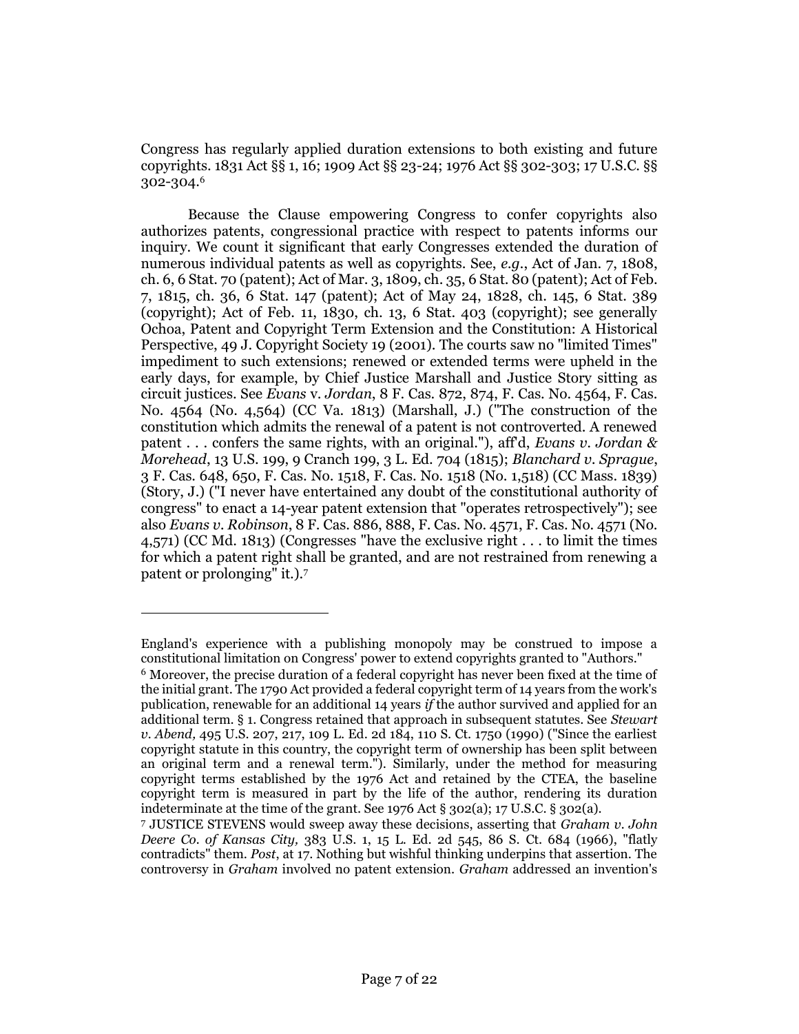Congress has regularly applied duration extensions to both existing and future copyrights. 1831 Act §§ 1, 16; 1909 Act §§ 23-24; 1976 Act §§ 302-303; 17 U.S.C. §§ 302-304.[6]

Because the Clause empowering Congress to confer copyrights also authorizes patents, congressional practice with respect to patents informs our inquiry. We count it significant that early Congresses extended the duration of numerous individual patents as well as copyrights. See, *e.g.*, Act of Jan. 7, 1808, ch. 6, 6 Stat. 70 (patent); Act of Mar. 3, 1809, ch. 35, 6 Stat. 80 (patent); Act of Feb. 7, 1815, ch. 36, 6 Stat. 147 (patent); Act of May 24, 1828, ch. 145, 6 Stat. 389 (copyright); Act of Feb. 11, 1830, ch. 13, 6 Stat. 403 (copyright); see generally Ochoa, Patent and Copyright Term Extension and the Constitution: A Historical Perspective, 49 J. Copyright Society 19 (2001). The courts saw no "limited Times" impediment to such extensions; renewed or extended terms were upheld in the early days, for example, by Chief Justice Marshall and Justice Story sitting as circuit justices. See *Evans* v. *Jordan*, 8 F. Cas. 872, 874, F. Cas. No. 4564, F. Cas. No. 4564 (No. 4,564) (CC Va. 1813) (Marshall, J.) ("The construction of the constitution which admits the renewal of a patent is not controverted. A renewed patent . . . confers the same rights, with an original."), aff'd, *Evans v. Jordan & Morehead*, 13 U.S. 199, 9 Cranch 199, 3 L. Ed. 704 (1815); *Blanchard v. Sprague*, 3 F. Cas. 648, 650, F. Cas. No. 1518, F. Cas. No. 1518 (No. 1,518) (CC Mass. 1839) (Story, J.) ("I never have entertained any doubt of the constitutional authority of congress" to enact a 14-year patent extension that "operates retrospectively"); see also *Evans v. Robinson*, 8 F. Cas. 886, 888, F. Cas. No. 4571, F. Cas. No. 4571 (No. 4,571) (CC Md. 1813) (Congresses "have the exclusive right . . . to limit the times for which a patent right shall be granted, and are not restrained from renewing a patent or prolonging" it.).[7]

---

England's experience with a publishing monopoly may be construed to impose a constitutional limitation on Congress' power to extend copyrights granted to "Authors."

[6] Moreover, the precise duration of a federal copyright has never been fixed at the time of the initial grant. The 1790 Act provided a federal copyright term of 14 years from the work's publication, renewable for an additional 14 years *if* the author survived and applied for an additional term. § 1. Congress retained that approach in subsequent statutes. See *Stewart v. Abend,* 495 U.S. 207, 217, 109 L. Ed. 2d 184, 110 S. Ct. 1750 (1990) ("Since the earliest copyright statute in this country, the copyright term of ownership has been split between an original term and a renewal term."). Similarly, under the method for measuring copyright terms established by the 1976 Act and retained by the CTEA, the baseline copyright term is measured in part by the life of the author, rendering its duration indeterminate at the time of the grant. See 1976 Act § 302(a); 17 U.S.C. § 302(a).

[7] JUSTICE STEVENS would sweep away these decisions, asserting that *Graham v. John Deere Co. of Kansas City,* 383 U.S. 1, 15 L. Ed. 2d 545, 86 S. Ct. 684 (1966), "flatly contradicts" them. *Post*, at 17. Nothing but wishful thinking underpins that assertion. The controversy in *Graham* involved no patent extension. *Graham* addressed an invention's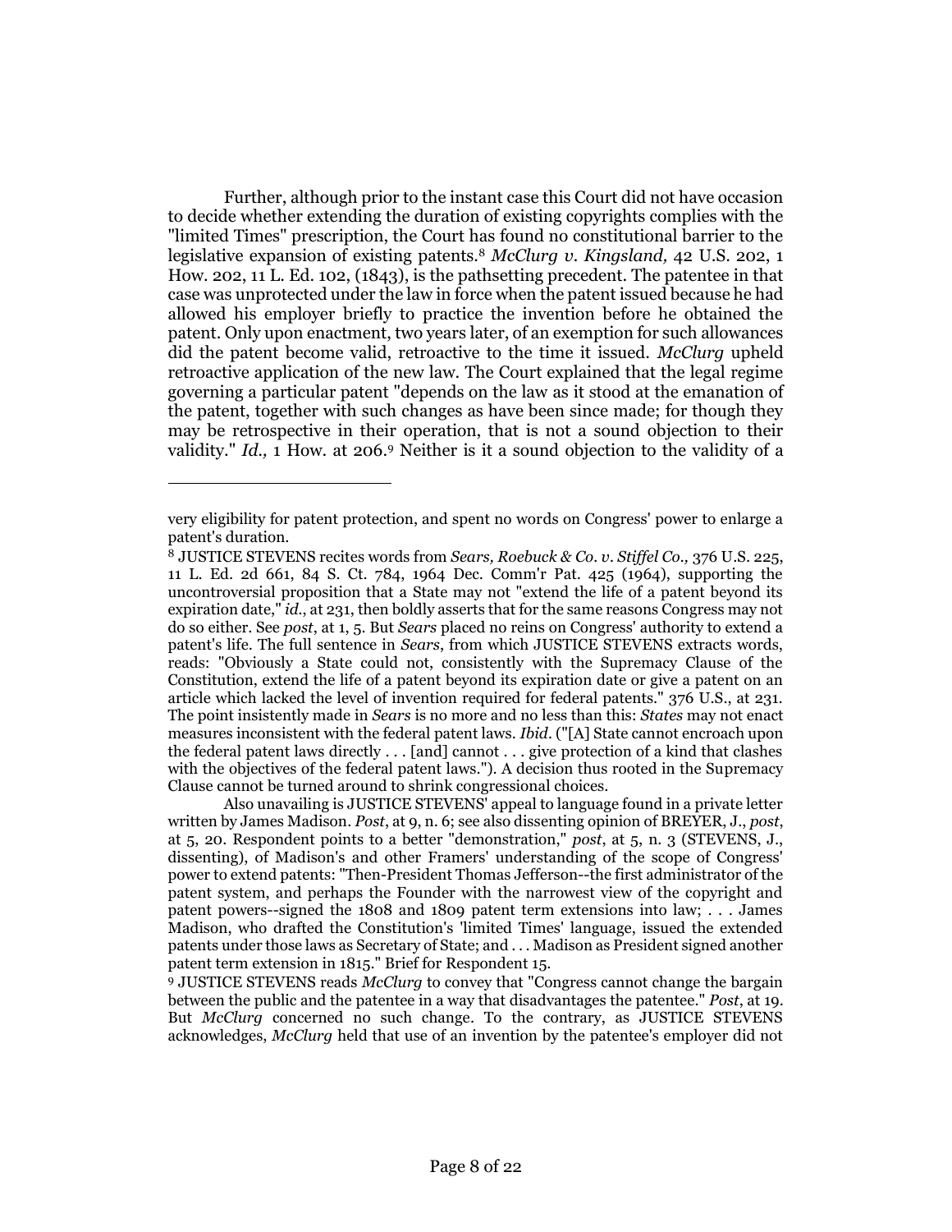Further, although prior to the instant case this Court did not have occasion to decide whether extending the duration of existing copyrights complies with the "limited Times" prescription, the Court has found no constitutional barrier to the legislative expansion of existing patents.[8] *McClurg v. Kingsland,* 42 U.S. 202, 1 How. 202, 11 L. Ed. 102, (1843), is the pathsetting precedent. The patentee in that case was unprotected under the law in force when the patent issued because he had allowed his employer briefly to practice the invention before he obtained the patent. Only upon enactment, two years later, of an exemption for such allowances did the patent become valid, retroactive to the time it issued. *McClurg* upheld retroactive application of the new law. The Court explained that the legal regime governing a particular patent "depends on the law as it stood at the emanation of the patent, together with such changes as have been since made; for though they may be retrospective in their operation, that is not a sound objection to their validity." *Id.,* 1 How. at 206.[9] Neither is it a sound objection to the validity of a

---

very eligibility for patent protection, and spent no words on Congress' power to enlarge a patent's duration.

[8] JUSTICE STEVENS recites words from *Sears, Roebuck & Co. v. Stiffel Co.,* 376 U.S. 225, 11 L. Ed. 2d 661, 84 S. Ct. 784, 1964 Dec. Comm'r Pat. 425 (1964), supporting the uncontroversial proposition that a State may not "extend the life of a patent beyond its expiration date," *id.*, at 231, then boldly asserts that for the same reasons Congress may not do so either. See *post*, at 1, 5. But *Sears* placed no reins on Congress' authority to extend a patent's life. The full sentence in *Sears*, from which JUSTICE STEVENS extracts words, reads: "Obviously a State could not, consistently with the Supremacy Clause of the Constitution, extend the life of a patent beyond its expiration date or give a patent on an article which lacked the level of invention required for federal patents." 376 U.S., at 231. The point insistently made in *Sears* is no more and no less than this: *States* may not enact measures inconsistent with the federal patent laws. *Ibid*. ("[A] State cannot encroach upon the federal patent laws directly . . . [and] cannot . . . give protection of a kind that clashes with the objectives of the federal patent laws."). A decision thus rooted in the Supremacy Clause cannot be turned around to shrink congressional choices.

Also unavailing is JUSTICE STEVENS' appeal to language found in a private letter written by James Madison. *Post*, at 9, n. 6; see also dissenting opinion of BREYER, J., *post*, at 5, 20. Respondent points to a better "demonstration," *post*, at 5, n. 3 (STEVENS, J., dissenting), of Madison's and other Framers' understanding of the scope of Congress' power to extend patents: "Then-President Thomas Jefferson--the first administrator of the patent system, and perhaps the Founder with the narrowest view of the copyright and patent powers--signed the 1808 and 1809 patent term extensions into law; . . . James Madison, who drafted the Constitution's 'limited Times' language, issued the extended patents under those laws as Secretary of State; and . . . Madison as President signed another patent term extension in 1815." Brief for Respondent 15.

[9] JUSTICE STEVENS reads *McClurg* to convey that "Congress cannot change the bargain between the public and the patentee in a way that disadvantages the patentee." *Post*, at 19. But *McClurg* concerned no such change. To the contrary, as JUSTICE STEVENS acknowledges, *McClurg* held that use of an invention by the patentee's employer did not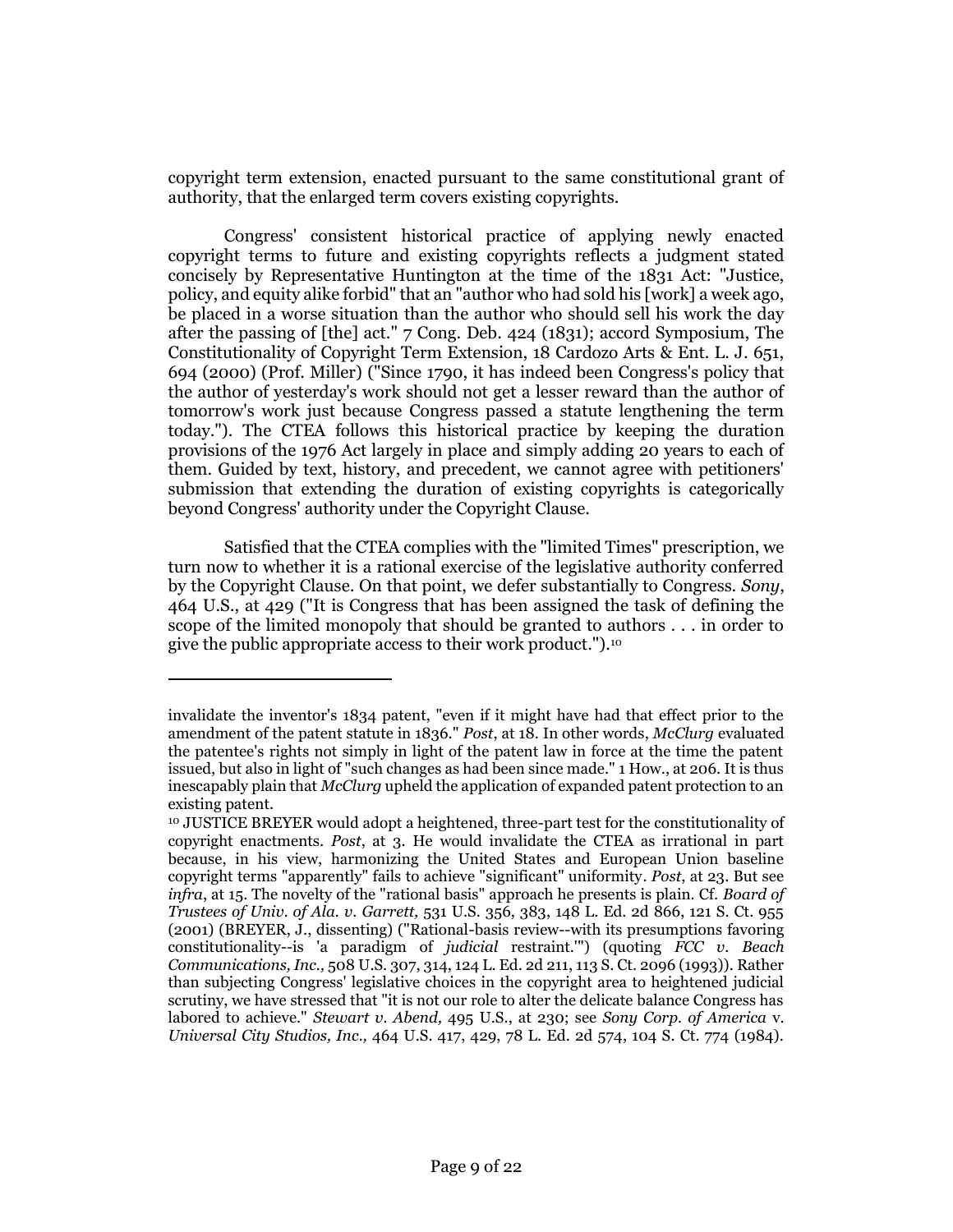copyright term extension, enacted pursuant to the same constitutional grant of authority, that the enlarged term covers existing copyrights.

Congress' consistent historical practice of applying newly enacted copyright terms to future and existing copyrights reflects a judgment stated concisely by Representative Huntington at the time of the 1831 Act: "Justice, policy, and equity alike forbid" that an "author who had sold his [work] a week ago, be placed in a worse situation than the author who should sell his work the day after the passing of [the] act." 7 Cong. Deb. 424 (1831); accord Symposium, The Constitutionality of Copyright Term Extension, 18 Cardozo Arts & Ent. L. J. 651, 694 (2000) (Prof. Miller) ("Since 1790, it has indeed been Congress's policy that the author of yesterday's work should not get a lesser reward than the author of tomorrow's work just because Congress passed a statute lengthening the term today."). The CTEA follows this historical practice by keeping the duration provisions of the 1976 Act largely in place and simply adding 20 years to each of them. Guided by text, history, and precedent, we cannot agree with petitioners' submission that extending the duration of existing copyrights is categorically beyond Congress' authority under the Copyright Clause.

Satisfied that the CTEA complies with the "limited Times" prescription, we turn now to whether it is a rational exercise of the legislative authority conferred by the Copyright Clause. On that point, we defer substantially to Congress. *Sony*, 464 U.S., at 429 ("It is Congress that has been assigned the task of defining the scope of the limited monopoly that should be granted to authors . . . in order to give the public appropriate access to their work product.").[10]

---

invalidate the inventor's 1834 patent, "even if it might have had that effect prior to the amendment of the patent statute in 1836." *Post*, at 18. In other words, *McClurg* evaluated the patentee's rights not simply in light of the patent law in force at the time the patent issued, but also in light of "such changes as had been since made." 1 How., at 206. It is thus inescapably plain that *McClurg* upheld the application of expanded patent protection to an existing patent.

[10] JUSTICE BREYER would adopt a heightened, three-part test for the constitutionality of copyright enactments. *Post*, at 3. He would invalidate the CTEA as irrational in part because, in his view, harmonizing the United States and European Union baseline copyright terms "apparently" fails to achieve "significant" uniformity. *Post*, at 23. But see *infra*, at 15. The novelty of the "rational basis" approach he presents is plain. Cf. *Board of Trustees of Univ. of Ala. v. Garrett,* 531 U.S. 356, 383, 148 L. Ed. 2d 866, 121 S. Ct. 955 (2001) (BREYER, J., dissenting) ("Rational-basis review--with its presumptions favoring constitutionality--is 'a paradigm of *judicial* restraint.'") (quoting *FCC v. Beach Communications, Inc.,* 508 U.S. 307, 314, 124 L. Ed. 2d 211, 113 S. Ct. 2096 (1993)). Rather than subjecting Congress' legislative choices in the copyright area to heightened judicial scrutiny, we have stressed that "it is not our role to alter the delicate balance Congress has labored to achieve." *Stewart v. Abend,* 495 U.S., at 230; see *Sony Corp. of America* v. *Universal City Studios, Inc.,* 464 U.S. 417, 429, 78 L. Ed. 2d 574, 104 S. Ct. 774 (1984).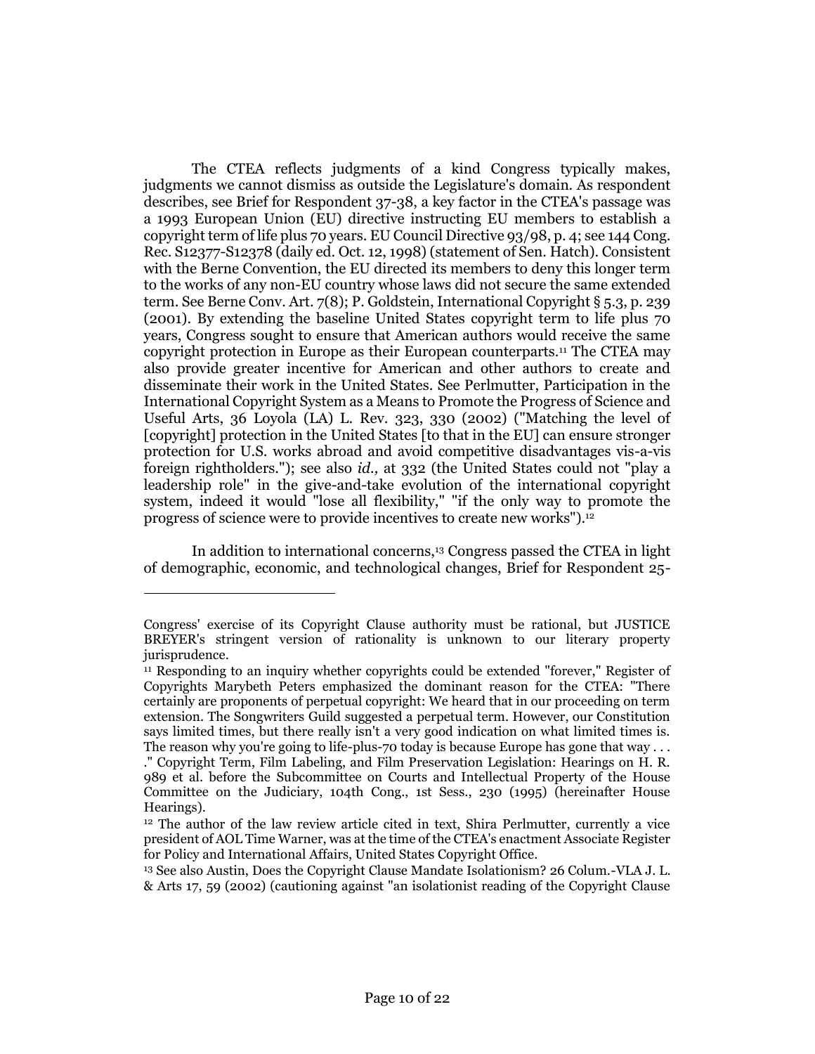The CTEA reflects judgments of a kind Congress typically makes, judgments we cannot dismiss as outside the Legislature's domain. As respondent describes, see Brief for Respondent 37-38, a key factor in the CTEA's passage was a 1993 European Union (EU) directive instructing EU members to establish a copyright term of life plus 70 years. EU Council Directive 93/98, p. 4; see 144 Cong. Rec. S12377-S12378 (daily ed. Oct. 12, 1998) (statement of Sen. Hatch). Consistent with the Berne Convention, the EU directed its members to deny this longer term to the works of any non-EU country whose laws did not secure the same extended term. See Berne Conv. Art. 7(8); P. Goldstein, International Copyright § 5.3, p. 239 (2001). By extending the baseline United States copyright term to life plus 70 years, Congress sought to ensure that American authors would receive the same copyright protection in Europe as their European counterparts.[11] The CTEA may also provide greater incentive for American and other authors to create and disseminate their work in the United States. See Perlmutter, Participation in the International Copyright System as a Means to Promote the Progress of Science and Useful Arts, 36 Loyola (LA) L. Rev. 323, 330 (2002) ("Matching the level of [copyright] protection in the United States [to that in the EU] can ensure stronger protection for U.S. works abroad and avoid competitive disadvantages vis-a-vis foreign rightholders."); see also *id.*, at 332 (the United States could not "play a leadership role" in the give-and-take evolution of the international copyright system, indeed it would "lose all flexibility," "if the only way to promote the progress of science were to provide incentives to create new works").[12]

In addition to international concerns,[13] Congress passed the CTEA in light of demographic, economic, and technological changes, Brief for Respondent 25-

---

Congress' exercise of its Copyright Clause authority must be rational, but JUSTICE BREYER's stringent version of rationality is unknown to our literary property jurisprudence.

[11] Responding to an inquiry whether copyrights could be extended "forever," Register of Copyrights Marybeth Peters emphasized the dominant reason for the CTEA: "There certainly are proponents of perpetual copyright: We heard that in our proceeding on term extension. The Songwriters Guild suggested a perpetual term. However, our Constitution says limited times, but there really isn't a very good indication on what limited times is. The reason why you're going to life-plus-70 today is because Europe has gone that way . . . ." Copyright Term, Film Labeling, and Film Preservation Legislation: Hearings on H. R. 989 et al. before the Subcommittee on Courts and Intellectual Property of the House Committee on the Judiciary, 104th Cong., 1st Sess., 230 (1995) (hereinafter House Hearings).

[12] The author of the law review article cited in text, Shira Perlmutter, currently a vice president of AOL Time Warner, was at the time of the CTEA's enactment Associate Register for Policy and International Affairs, United States Copyright Office.

[13] See also Austin, Does the Copyright Clause Mandate Isolationism? 26 Colum.-VLA J. L. & Arts 17, 59 (2002) (cautioning against "an isolationist reading of the Copyright Clause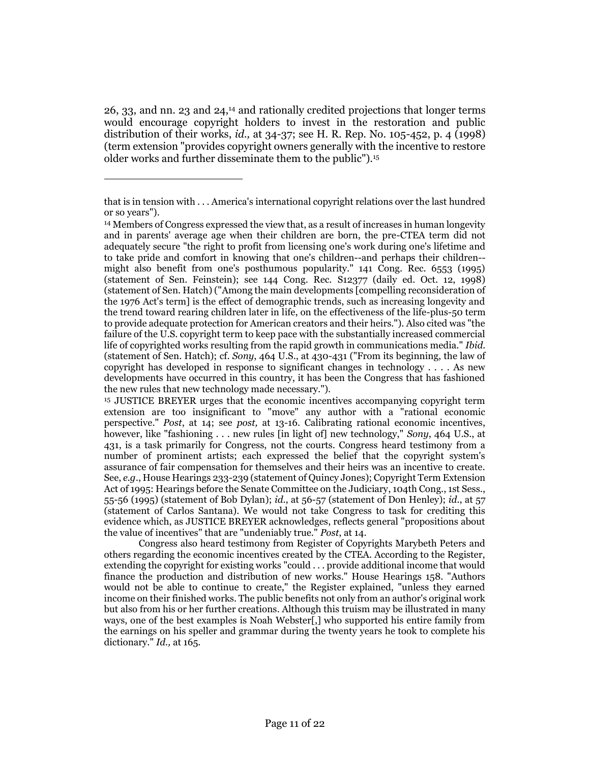26, 33, and nn. 23 and 24,[14] and rationally credited projections that longer terms would encourage copyright holders to invest in the restoration and public distribution of their works, *id.,* at 34-37; see H. R. Rep. No. 105-452, p. 4 (1998) (term extension "provides copyright owners generally with the incentive to restore older works and further disseminate them to the public").[15]

---

that is in tension with . . . America's international copyright relations over the last hundred or so years").

[14] Members of Congress expressed the view that, as a result of increases in human longevity and in parents' average age when their children are born, the pre-CTEA term did not adequately secure "the right to profit from licensing one's work during one's lifetime and to take pride and comfort in knowing that one's children--and perhaps their children--might also benefit from one's posthumous popularity." 141 Cong. Rec. 6553 (1995) (statement of Sen. Feinstein); see 144 Cong. Rec. S12377 (daily ed. Oct. 12, 1998) (statement of Sen. Hatch) ("Among the main developments [compelling reconsideration of the 1976 Act's term] is the effect of demographic trends, such as increasing longevity and the trend toward rearing children later in life, on the effectiveness of the life-plus-50 term to provide adequate protection for American creators and their heirs."). Also cited was "the failure of the U.S. copyright term to keep pace with the substantially increased commercial life of copyrighted works resulting from the rapid growth in communications media." *Ibid.* (statement of Sen. Hatch); cf. *Sony*, 464 U.S., at 430-431 ("From its beginning, the law of copyright has developed in response to significant changes in technology . . . . As new developments have occurred in this country, it has been the Congress that has fashioned the new rules that new technology made necessary.").

[15] JUSTICE BREYER urges that the economic incentives accompanying copyright term extension are too insignificant to "move" any author with a "rational economic perspective." *Post*, at 14; see *post,* at 13-16. Calibrating rational economic incentives, however, like "fashioning . . . new rules [in light of] new technology," *Sony*, 464 U.S., at 431, is a task primarily for Congress, not the courts. Congress heard testimony from a number of prominent artists; each expressed the belief that the copyright system's assurance of fair compensation for themselves and their heirs was an incentive to create. See, *e.g*., House Hearings 233-239 (statement of Quincy Jones); Copyright Term Extension Act of 1995: Hearings before the Senate Committee on the Judiciary, 104th Cong., 1st Sess., 55-56 (1995) (statement of Bob Dylan); *id*., at 56-57 (statement of Don Henley); *id*., at 57 (statement of Carlos Santana). We would not take Congress to task for crediting this evidence which, as JUSTICE BREYER acknowledges, reflects general "propositions about the value of incentives" that are "undeniably true." *Post*, at 14.

Congress also heard testimony from Register of Copyrights Marybeth Peters and others regarding the economic incentives created by the CTEA. According to the Register, extending the copyright for existing works "could . . . provide additional income that would finance the production and distribution of new works." House Hearings 158. "Authors would not be able to continue to create," the Register explained, "unless they earned income on their finished works. The public benefits not only from an author's original work but also from his or her further creations. Although this truism may be illustrated in many ways, one of the best examples is Noah Webster[,] who supported his entire family from the earnings on his speller and grammar during the twenty years he took to complete his dictionary." *Id.,* at 165.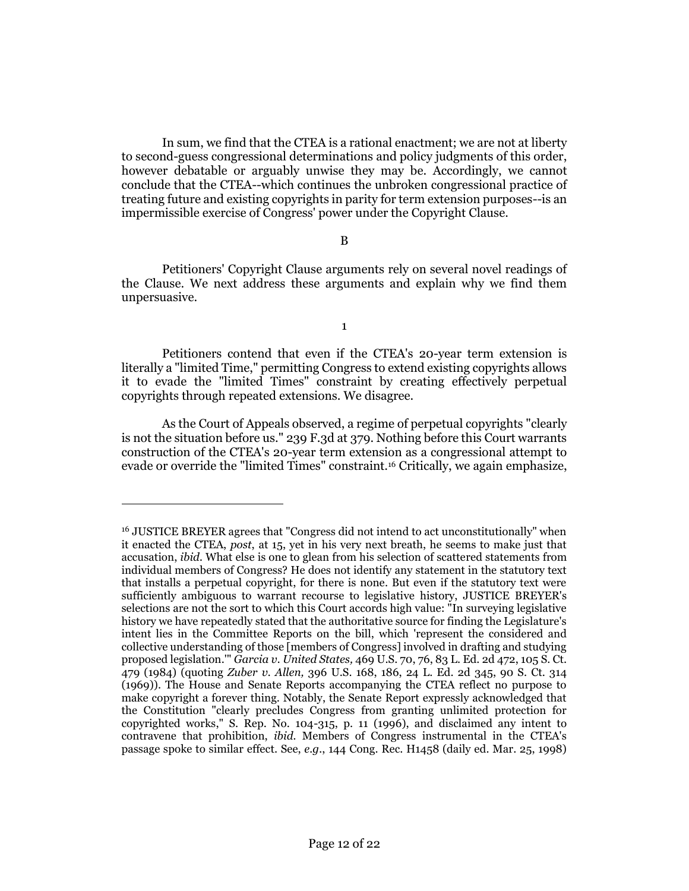In sum, we find that the CTEA is a rational enactment; we are not at liberty to second-guess congressional determinations and policy judgments of this order, however debatable or arguably unwise they may be. Accordingly, we cannot conclude that the CTEA--which continues the unbroken congressional practice of treating future and existing copyrights in parity for term extension purposes--is an impermissible exercise of Congress' power under the Copyright Clause.

B

Petitioners' Copyright Clause arguments rely on several novel readings of the Clause. We next address these arguments and explain why we find them unpersuasive.

1

Petitioners contend that even if the CTEA's 20-year term extension is literally a "limited Time," permitting Congress to extend existing copyrights allows it to evade the "limited Times" constraint by creating effectively perpetual copyrights through repeated extensions. We disagree.

As the Court of Appeals observed, a regime of perpetual copyrights "clearly is not the situation before us." 239 F.3d at 379. Nothing before this Court warrants construction of the CTEA's 20-year term extension as a congressional attempt to evade or override the "limited Times" constraint.[16] Critically, we again emphasize,

---

[16] JUSTICE BREYER agrees that "Congress did not intend to act unconstitutionally" when it enacted the CTEA, *post*, at 15, yet in his very next breath, he seems to make just that accusation, *ibid*. What else is one to glean from his selection of scattered statements from individual members of Congress? He does not identify any statement in the statutory text that installs a perpetual copyright, for there is none. But even if the statutory text were sufficiently ambiguous to warrant recourse to legislative history, JUSTICE BREYER's selections are not the sort to which this Court accords high value: "In surveying legislative history we have repeatedly stated that the authoritative source for finding the Legislature's intent lies in the Committee Reports on the bill, which 'represent the considered and collective understanding of those [members of Congress] involved in drafting and studying proposed legislation.'" *Garcia v. United States,* 469 U.S. 70, 76, 83 L. Ed. 2d 472, 105 S. Ct. 479 (1984) (quoting *Zuber v. Allen,* 396 U.S. 168, 186, 24 L. Ed. 2d 345, 90 S. Ct. 314 (1969)). The House and Senate Reports accompanying the CTEA reflect no purpose to make copyright a forever thing. Notably, the Senate Report expressly acknowledged that the Constitution "clearly precludes Congress from granting unlimited protection for copyrighted works," S. Rep. No. 104-315, p. 11 (1996), and disclaimed any intent to contravene that prohibition, *ibid.* Members of Congress instrumental in the CTEA's passage spoke to similar effect. See, *e.g.*, 144 Cong. Rec. H1458 (daily ed. Mar. 25, 1998)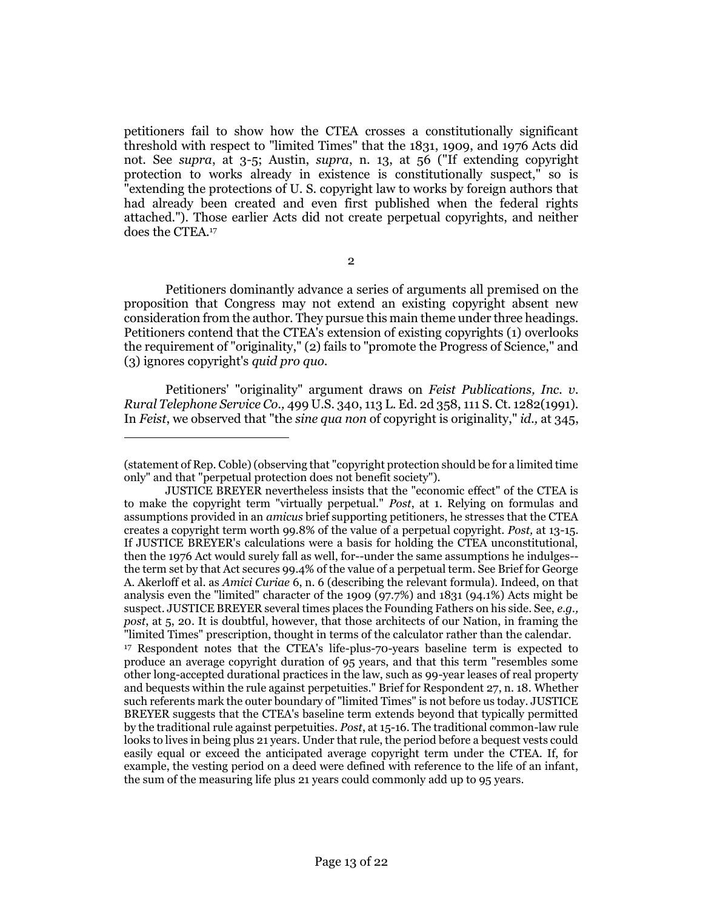petitioners fail to show how the CTEA crosses a constitutionally significant threshold with respect to "limited Times" that the 1831, 1909, and 1976 Acts did not. See *supra*, at 3-5; Austin, *supra*, n. 13, at 56 ("If extending copyright protection to works already in existence is constitutionally suspect," so is "extending the protections of U. S. copyright law to works by foreign authors that had already been created and even first published when the federal rights attached."). Those earlier Acts did not create perpetual copyrights, and neither does the CTEA.[17]

### 2

Petitioners dominantly advance a series of arguments all premised on the proposition that Congress may not extend an existing copyright absent new consideration from the author. They pursue this main theme under three headings. Petitioners contend that the CTEA's extension of existing copyrights (1) overlooks the requirement of "originality," (2) fails to "promote the Progress of Science," and (3) ignores copyright's *quid pro quo*.

Petitioners' "originality" argument draws on *Feist Publications, Inc. v. Rural Telephone Service Co.,* 499 U.S. 340, 113 L. Ed. 2d 358, 111 S. Ct. 1282(1991). In *Feist*, we observed that "the *sine qua non* of copyright is originality," *id.,* at 345,

---

(statement of Rep. Coble) (observing that "copyright protection should be for a limited time only" and that "perpetual protection does not benefit society").

JUSTICE BREYER nevertheless insists that the "economic effect" of the CTEA is to make the copyright term "virtually perpetual." *Post*, at 1. Relying on formulas and assumptions provided in an *amicus* brief supporting petitioners, he stresses that the CTEA creates a copyright term worth 99.8% of the value of a perpetual copyright. *Post,* at 13-15. If JUSTICE BREYER's calculations were a basis for holding the CTEA unconstitutional, then the 1976 Act would surely fall as well, for--under the same assumptions he indulges--the term set by that Act secures 99.4% of the value of a perpetual term. See Brief for George A. Akerloff et al. as *Amici Curiae* 6, n. 6 (describing the relevant formula). Indeed, on that analysis even the "limited" character of the 1909 (97.7%) and 1831 (94.1%) Acts might be suspect. JUSTICE BREYER several times places the Founding Fathers on his side. See, *e.g., post*, at 5, 20. It is doubtful, however, that those architects of our Nation, in framing the "limited Times" prescription, thought in terms of the calculator rather than the calendar.

[17] Respondent notes that the CTEA's life-plus-70-years baseline term is expected to produce an average copyright duration of 95 years, and that this term "resembles some other long-accepted durational practices in the law, such as 99-year leases of real property and bequests within the rule against perpetuities." Brief for Respondent 27, n. 18. Whether such referents mark the outer boundary of "limited Times" is not before us today. JUSTICE BREYER suggests that the CTEA's baseline term extends beyond that typically permitted by the traditional rule against perpetuities. *Post*, at 15-16. The traditional common-law rule looks to lives in being plus 21 years. Under that rule, the period before a bequest vests could easily equal or exceed the anticipated average copyright term under the CTEA. If, for example, the vesting period on a deed were defined with reference to the life of an infant, the sum of the measuring life plus 21 years could commonly add up to 95 years.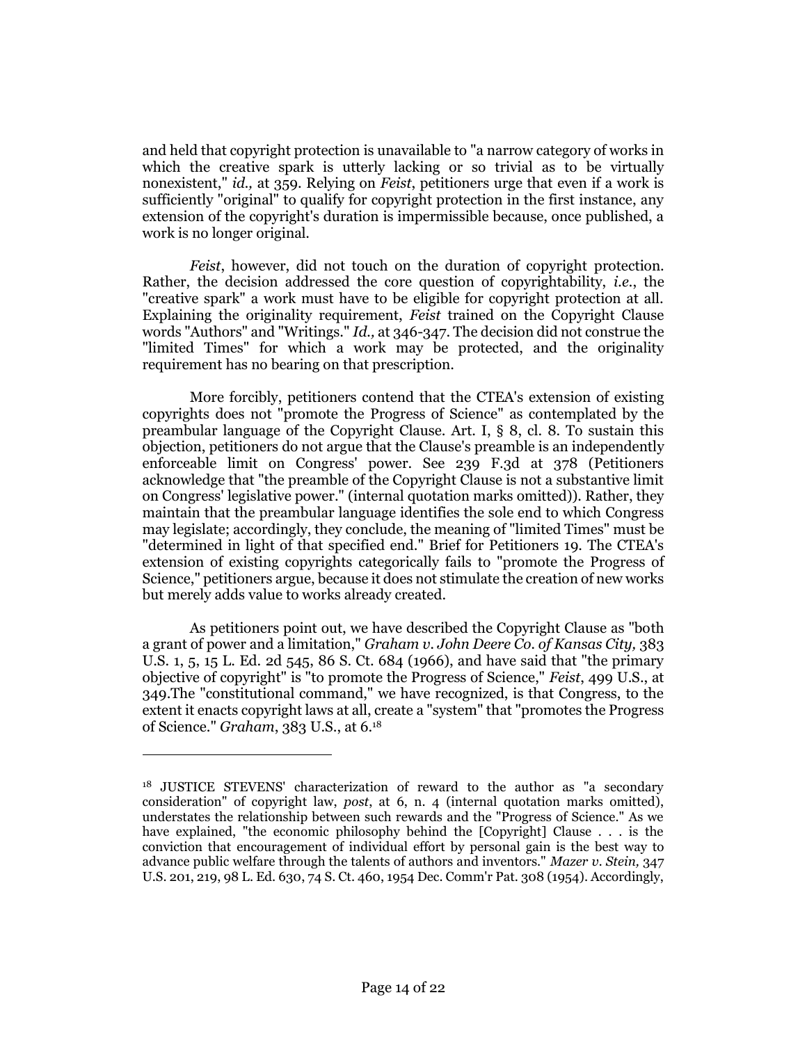and held that copyright protection is unavailable to "a narrow category of works in which the creative spark is utterly lacking or so trivial as to be virtually nonexistent," *id.,* at 359. Relying on *Feist*, petitioners urge that even if a work is sufficiently "original" to qualify for copyright protection in the first instance, any extension of the copyright's duration is impermissible because, once published, a work is no longer original.

*Feist*, however, did not touch on the duration of copyright protection. Rather, the decision addressed the core question of copyrightability, *i.e.*, the "creative spark" a work must have to be eligible for copyright protection at all. Explaining the originality requirement, *Feist* trained on the Copyright Clause words "Authors" and "Writings." *Id.,* at 346-347. The decision did not construe the "limited Times" for which a work may be protected, and the originality requirement has no bearing on that prescription.

More forcibly, petitioners contend that the CTEA's extension of existing copyrights does not "promote the Progress of Science" as contemplated by the preambular language of the Copyright Clause. Art. I, § 8, cl. 8. To sustain this objection, petitioners do not argue that the Clause's preamble is an independently enforceable limit on Congress' power. See 239 F.3d at 378 (Petitioners acknowledge that "the preamble of the Copyright Clause is not a substantive limit on Congress' legislative power." (internal quotation marks omitted)). Rather, they maintain that the preambular language identifies the sole end to which Congress may legislate; accordingly, they conclude, the meaning of "limited Times" must be "determined in light of that specified end." Brief for Petitioners 19. The CTEA's extension of existing copyrights categorically fails to "promote the Progress of Science," petitioners argue, because it does not stimulate the creation of new works but merely adds value to works already created.

As petitioners point out, we have described the Copyright Clause as "both a grant of power and a limitation," *Graham v. John Deere Co. of Kansas City,* 383 U.S. 1, 5, 15 L. Ed. 2d 545, 86 S. Ct. 684 (1966), and have said that "the primary objective of copyright" is "to promote the Progress of Science," *Feist*, 499 U.S., at 349.The "constitutional command," we have recognized, is that Congress, to the extent it enacts copyright laws at all, create a "system" that "promotes the Progress of Science." *Graham*, 383 U.S., at 6.[18]

---

[18] JUSTICE STEVENS' characterization of reward to the author as "a secondary consideration" of copyright law, *post*, at 6, n. 4 (internal quotation marks omitted), understates the relationship between such rewards and the "Progress of Science." As we have explained, "the economic philosophy behind the [Copyright] Clause . . . is the conviction that encouragement of individual effort by personal gain is the best way to advance public welfare through the talents of authors and inventors." *Mazer v. Stein,* 347 U.S. 201, 219, 98 L. Ed. 630, 74 S. Ct. 460, 1954 Dec. Comm'r Pat. 308 (1954). Accordingly,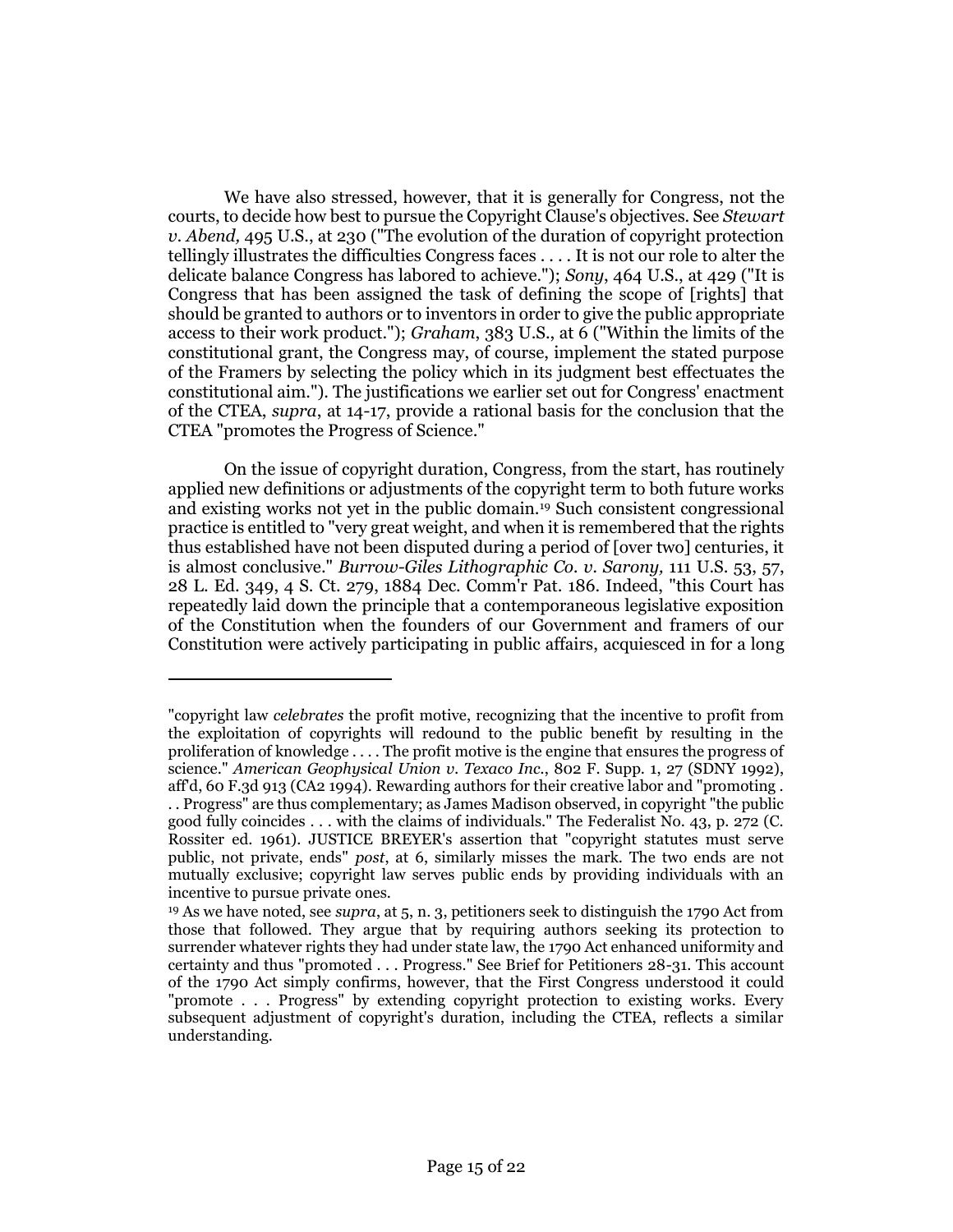We have also stressed, however, that it is generally for Congress, not the courts, to decide how best to pursue the Copyright Clause's objectives. See *Stewart v. Abend,* 495 U.S., at 230 ("The evolution of the duration of copyright protection tellingly illustrates the difficulties Congress faces . . . . It is not our role to alter the delicate balance Congress has labored to achieve."); *Sony*, 464 U.S., at 429 ("It is Congress that has been assigned the task of defining the scope of [rights] that should be granted to authors or to inventors in order to give the public appropriate access to their work product."); *Graham*, 383 U.S., at 6 ("Within the limits of the constitutional grant, the Congress may, of course, implement the stated purpose of the Framers by selecting the policy which in its judgment best effectuates the constitutional aim."). The justifications we earlier set out for Congress' enactment of the CTEA, *supra*, at 14-17, provide a rational basis for the conclusion that the CTEA "promotes the Progress of Science."

On the issue of copyright duration, Congress, from the start, has routinely applied new definitions or adjustments of the copyright term to both future works and existing works not yet in the public domain.[19] Such consistent congressional practice is entitled to "very great weight, and when it is remembered that the rights thus established have not been disputed during a period of [over two] centuries, it is almost conclusive." *Burrow-Giles Lithographic Co. v. Sarony,* 111 U.S. 53, 57, 28 L. Ed. 349, 4 S. Ct. 279, 1884 Dec. Comm'r Pat. 186. Indeed, "this Court has repeatedly laid down the principle that a contemporaneous legislative exposition of the Constitution when the founders of our Government and framers of our Constitution were actively participating in public affairs, acquiesced in for a long

---

"copyright law *celebrates* the profit motive, recognizing that the incentive to profit from the exploitation of copyrights will redound to the public benefit by resulting in the proliferation of knowledge . . . . The profit motive is the engine that ensures the progress of science." *American Geophysical Union v. Texaco Inc.*, 802 F. Supp. 1, 27 (SDNY 1992), aff'd, 60 F.3d 913 (CA2 1994). Rewarding authors for their creative labor and "promoting . . . Progress" are thus complementary; as James Madison observed, in copyright "the public good fully coincides . . . with the claims of individuals." The Federalist No. 43, p. 272 (C. Rossiter ed. 1961). JUSTICE BREYER's assertion that "copyright statutes must serve public, not private, ends" *post*, at 6, similarly misses the mark. The two ends are not mutually exclusive; copyright law serves public ends by providing individuals with an incentive to pursue private ones.

[19] As we have noted, see *supra*, at 5, n. 3, petitioners seek to distinguish the 1790 Act from those that followed. They argue that by requiring authors seeking its protection to surrender whatever rights they had under state law, the 1790 Act enhanced uniformity and certainty and thus "promoted . . . Progress." See Brief for Petitioners 28-31. This account of the 1790 Act simply confirms, however, that the First Congress understood it could "promote . . . Progress" by extending copyright protection to existing works. Every subsequent adjustment of copyright's duration, including the CTEA, reflects a similar understanding.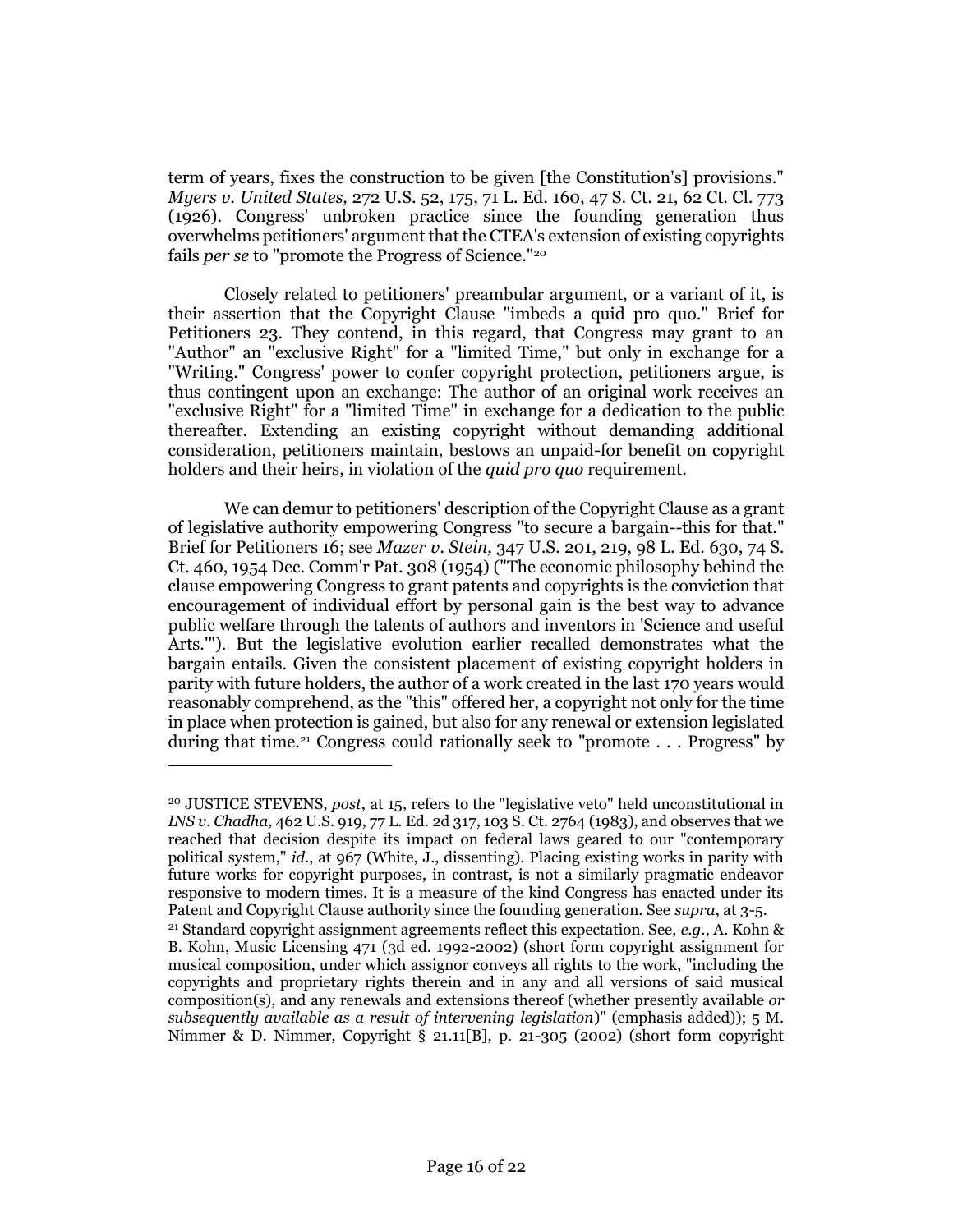term of years, fixes the construction to be given [the Constitution's] provisions." *Myers v. United States,* 272 U.S. 52, 175, 71 L. Ed. 160, 47 S. Ct. 21, 62 Ct. Cl. 773 (1926). Congress' unbroken practice since the founding generation thus overwhelms petitioners' argument that the CTEA's extension of existing copyrights fails *per se* to "promote the Progress of Science."[20]

Closely related to petitioners' preambular argument, or a variant of it, is their assertion that the Copyright Clause "imbeds a quid pro quo." Brief for Petitioners 23. They contend, in this regard, that Congress may grant to an "Author" an "exclusive Right" for a "limited Time," but only in exchange for a "Writing." Congress' power to confer copyright protection, petitioners argue, is thus contingent upon an exchange: The author of an original work receives an "exclusive Right" for a "limited Time" in exchange for a dedication to the public thereafter. Extending an existing copyright without demanding additional consideration, petitioners maintain, bestows an unpaid-for benefit on copyright holders and their heirs, in violation of the *quid pro quo* requirement.

We can demur to petitioners' description of the Copyright Clause as a grant of legislative authority empowering Congress "to secure a bargain--this for that." Brief for Petitioners 16; see *Mazer v. Stein,* 347 U.S. 201, 219, 98 L. Ed. 630, 74 S. Ct. 460, 1954 Dec. Comm'r Pat. 308 (1954) ("The economic philosophy behind the clause empowering Congress to grant patents and copyrights is the conviction that encouragement of individual effort by personal gain is the best way to advance public welfare through the talents of authors and inventors in 'Science and useful Arts.'"). But the legislative evolution earlier recalled demonstrates what the bargain entails. Given the consistent placement of existing copyright holders in parity with future holders, the author of a work created in the last 170 years would reasonably comprehend, as the "this" offered her, a copyright not only for the time in place when protection is gained, but also for any renewal or extension legislated during that time.[21] Congress could rationally seek to "promote . . . Progress" by

---

[20] JUSTICE STEVENS, *post*, at 15, refers to the "legislative veto" held unconstitutional in *INS v. Chadha,* 462 U.S. 919, 77 L. Ed. 2d 317, 103 S. Ct. 2764 (1983), and observes that we reached that decision despite its impact on federal laws geared to our "contemporary political system," *id.*, at 967 (White, J., dissenting). Placing existing works in parity with future works for copyright purposes, in contrast, is not a similarly pragmatic endeavor responsive to modern times. It is a measure of the kind Congress has enacted under its Patent and Copyright Clause authority since the founding generation. See *supra*, at 3-5.

[21] Standard copyright assignment agreements reflect this expectation. See, *e.g.*, A. Kohn & B. Kohn, Music Licensing 471 (3d ed. 1992-2002) (short form copyright assignment for musical composition, under which assignor conveys all rights to the work, "including the copyrights and proprietary rights therein and in any and all versions of said musical composition(s), and any renewals and extensions thereof (whether presently available *or subsequently available as a result of intervening legislation*)" (emphasis added)); 5 M. Nimmer & D. Nimmer, Copyright § 21.11[B], p. 21-305 (2002) (short form copyright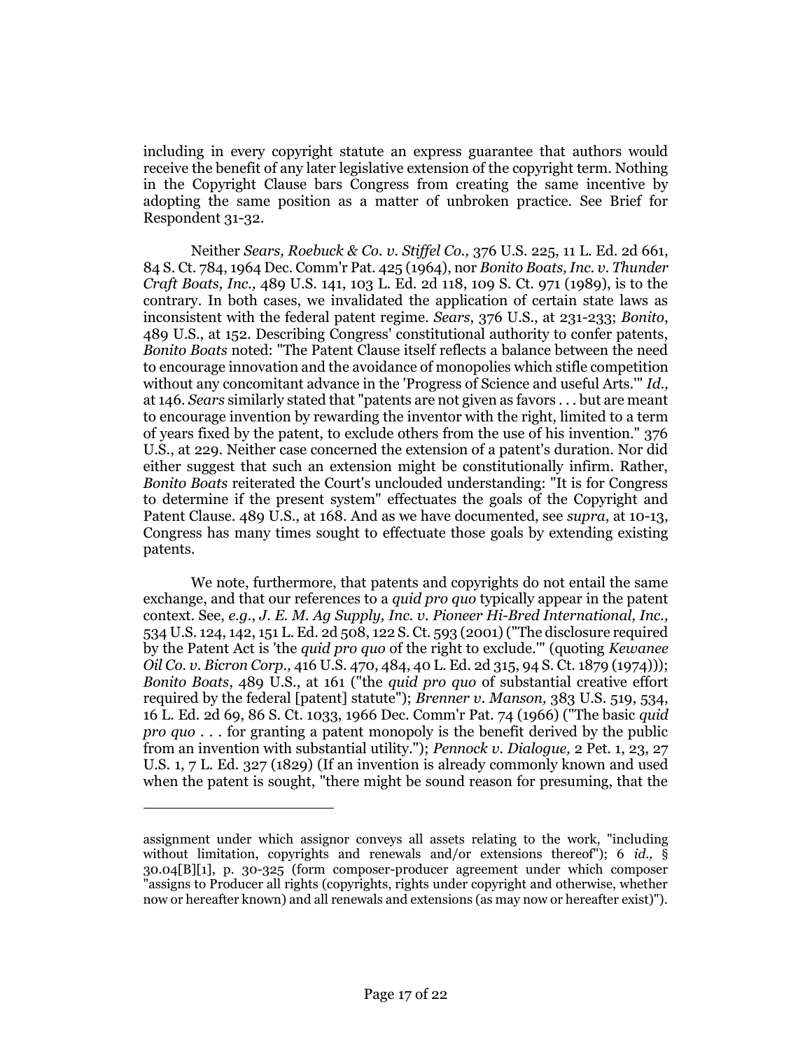including in every copyright statute an express guarantee that authors would receive the benefit of any later legislative extension of the copyright term. Nothing in the Copyright Clause bars Congress from creating the same incentive by adopting the same position as a matter of unbroken practice. See Brief for Respondent 31-32.

Neither *Sears, Roebuck & Co. v. Stiffel Co.,* 376 U.S. 225, 11 L. Ed. 2d 661, 84 S. Ct. 784, 1964 Dec. Comm'r Pat. 425 (1964), nor *Bonito Boats, Inc. v. Thunder Craft Boats, Inc.,* 489 U.S. 141, 103 L. Ed. 2d 118, 109 S. Ct. 971 (1989), is to the contrary. In both cases, we invalidated the application of certain state laws as inconsistent with the federal patent regime. *Sears*, 376 U.S., at 231-233; *Bonito*, 489 U.S., at 152. Describing Congress' constitutional authority to confer patents, *Bonito Boats* noted: "The Patent Clause itself reflects a balance between the need to encourage innovation and the avoidance of monopolies which stifle competition without any concomitant advance in the 'Progress of Science and useful Arts.'" *Id.,* at 146. *Sears* similarly stated that "patents are not given as favors . . . but are meant to encourage invention by rewarding the inventor with the right, limited to a term of years fixed by the patent, to exclude others from the use of his invention." 376 U.S., at 229. Neither case concerned the extension of a patent's duration. Nor did either suggest that such an extension might be constitutionally infirm. Rather, *Bonito Boats* reiterated the Court's unclouded understanding: "It is for Congress to determine if the present system" effectuates the goals of the Copyright and Patent Clause. 489 U.S., at 168. And as we have documented, see *supra*, at 10-13, Congress has many times sought to effectuate those goals by extending existing patents.

We note, furthermore, that patents and copyrights do not entail the same exchange, and that our references to a *quid pro quo* typically appear in the patent context. See, *e.g.*, *J. E. M. Ag Supply, Inc. v. Pioneer Hi-Bred International, Inc.,* 534 U.S. 124, 142, 151 L. Ed. 2d 508, 122 S. Ct. 593 (2001) ("The disclosure required by the Patent Act is 'the *quid pro quo* of the right to exclude.'" (quoting *Kewanee Oil Co. v. Bicron Corp.,* 416 U.S. 470, 484, 40 L. Ed. 2d 315, 94 S. Ct. 1879 (1974))); *Bonito Boats*, 489 U.S., at 161 ("the *quid pro quo* of substantial creative effort required by the federal [patent] statute"); *Brenner v. Manson,* 383 U.S. 519, 534, 16 L. Ed. 2d 69, 86 S. Ct. 1033, 1966 Dec. Comm'r Pat. 74 (1966) ("The basic *quid pro quo* . . . for granting a patent monopoly is the benefit derived by the public from an invention with substantial utility."); *Pennock v. Dialogue,* 2 Pet. 1, 23, 27 U.S. 1, 7 L. Ed. 327 (1829) (If an invention is already commonly known and used when the patent is sought, "there might be sound reason for presuming, that the

---

assignment under which assignor conveys all assets relating to the work, "including without limitation, copyrights and renewals and/or extensions thereof"); 6 *id.,* § 30.04[B][1], p. 30-325 (form composer-producer agreement under which composer "assigns to Producer all rights (copyrights, rights under copyright and otherwise, whether now or hereafter known) and all renewals and extensions (as may now or hereafter exist)").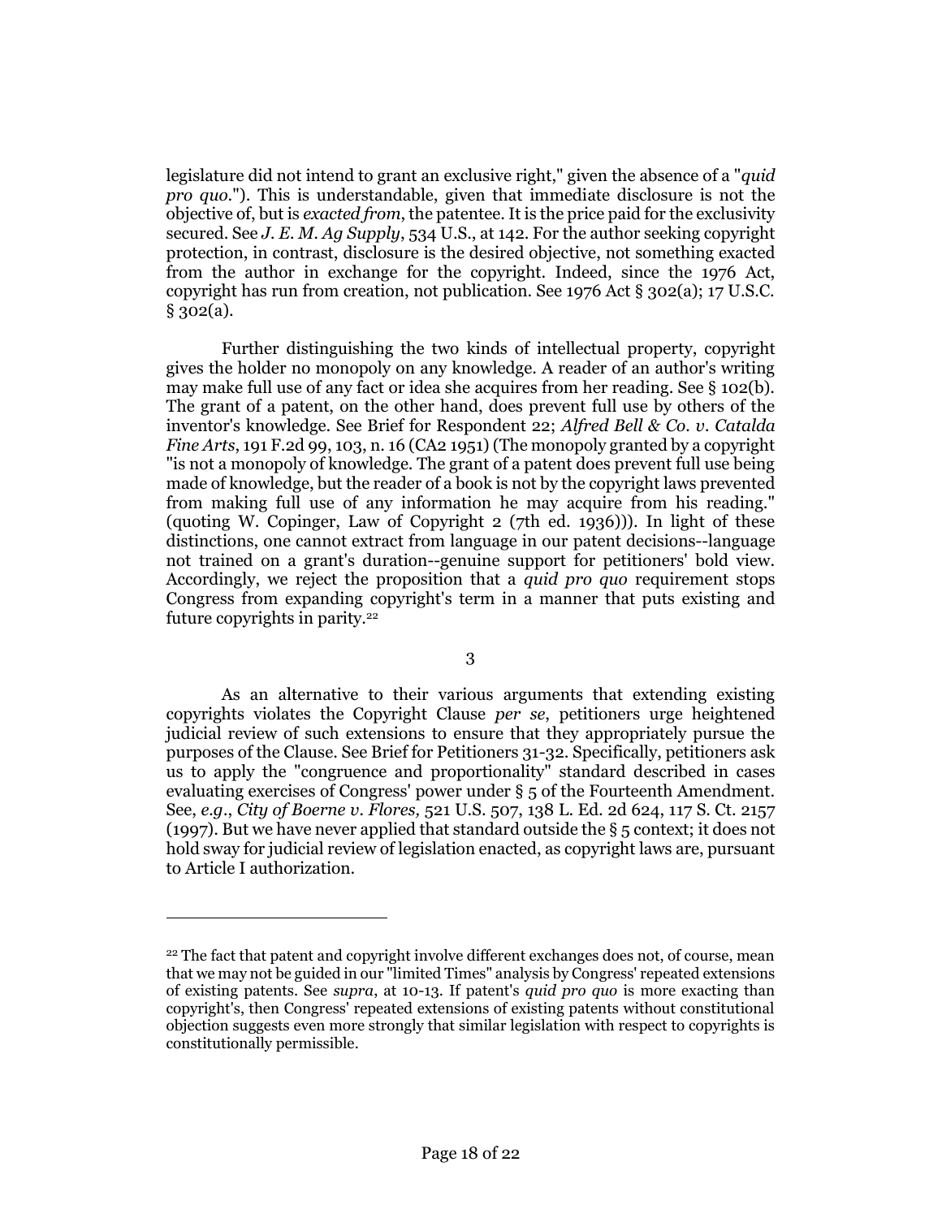legislature did not intend to grant an exclusive right," given the absence of a "*quid pro quo*."). This is understandable, given that immediate disclosure is not the objective of, but is *exacted from*, the patentee. It is the price paid for the exclusivity secured. See *J. E. M. Ag Supply*, 534 U.S., at 142. For the author seeking copyright protection, in contrast, disclosure is the desired objective, not something exacted from the author in exchange for the copyright. Indeed, since the 1976 Act, copyright has run from creation, not publication. See 1976 Act § 302(a); 17 U.S.C. § 302(a).

Further distinguishing the two kinds of intellectual property, copyright gives the holder no monopoly on any knowledge. A reader of an author's writing may make full use of any fact or idea she acquires from her reading. See § 102(b). The grant of a patent, on the other hand, does prevent full use by others of the inventor's knowledge. See Brief for Respondent 22; *Alfred Bell & Co. v. Catalda Fine Arts*, 191 F.2d 99, 103, n. 16 (CA2 1951) (The monopoly granted by a copyright "is not a monopoly of knowledge. The grant of a patent does prevent full use being made of knowledge, but the reader of a book is not by the copyright laws prevented from making full use of any information he may acquire from his reading." (quoting W. Copinger, Law of Copyright 2 (7th ed. 1936))). In light of these distinctions, one cannot extract from language in our patent decisions--language not trained on a grant's duration--genuine support for petitioners' bold view. Accordingly, we reject the proposition that a *quid pro quo* requirement stops Congress from expanding copyright's term in a manner that puts existing and future copyrights in parity.[22]

3

As an alternative to their various arguments that extending existing copyrights violates the Copyright Clause *per se*, petitioners urge heightened judicial review of such extensions to ensure that they appropriately pursue the purposes of the Clause. See Brief for Petitioners 31-32. Specifically, petitioners ask us to apply the "congruence and proportionality" standard described in cases evaluating exercises of Congress' power under § 5 of the Fourteenth Amendment. See, *e.g.*, *City of Boerne v. Flores,* 521 U.S. 507, 138 L. Ed. 2d 624, 117 S. Ct. 2157 (1997). But we have never applied that standard outside the § 5 context; it does not hold sway for judicial review of legislation enacted, as copyright laws are, pursuant to Article I authorization.

---

[22] The fact that patent and copyright involve different exchanges does not, of course, mean that we may not be guided in our "limited Times" analysis by Congress' repeated extensions of existing patents. See *supra*, at 10-13. If patent's *quid pro quo* is more exacting than copyright's, then Congress' repeated extensions of existing patents without constitutional objection suggests even more strongly that similar legislation with respect to copyrights is constitutionally permissible.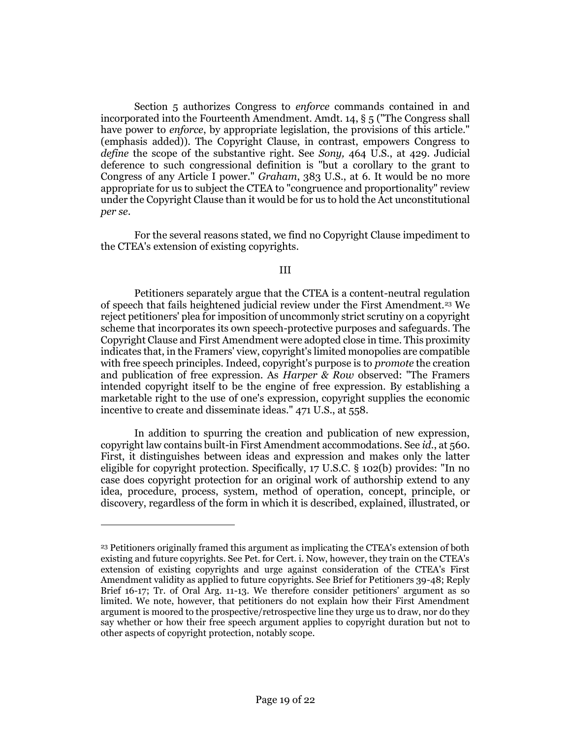Section 5 authorizes Congress to *enforce* commands contained in and incorporated into the Fourteenth Amendment. Amdt. 14, § 5 ("The Congress shall have power to *enforce*, by appropriate legislation, the provisions of this article." (emphasis added)). The Copyright Clause, in contrast, empowers Congress to *define* the scope of the substantive right. See *Sony,* 464 U.S., at 429. Judicial deference to such congressional definition is "but a corollary to the grant to Congress of any Article I power." *Graham*, 383 U.S., at 6. It would be no more appropriate for us to subject the CTEA to "congruence and proportionality" review under the Copyright Clause than it would be for us to hold the Act unconstitutional *per se*.

For the several reasons stated, we find no Copyright Clause impediment to the CTEA's extension of existing copyrights.

III

Petitioners separately argue that the CTEA is a content-neutral regulation of speech that fails heightened judicial review under the First Amendment.[23] We reject petitioners' plea for imposition of uncommonly strict scrutiny on a copyright scheme that incorporates its own speech-protective purposes and safeguards. The Copyright Clause and First Amendment were adopted close in time. This proximity indicates that, in the Framers' view, copyright's limited monopolies are compatible with free speech principles. Indeed, copyright's purpose is to *promote* the creation and publication of free expression. As *Harper & Row* observed: "The Framers intended copyright itself to be the engine of free expression. By establishing a marketable right to the use of one's expression, copyright supplies the economic incentive to create and disseminate ideas." 471 U.S., at 558.

In addition to spurring the creation and publication of new expression, copyright law contains built-in First Amendment accommodations. See *id.*, at 560. First, it distinguishes between ideas and expression and makes only the latter eligible for copyright protection. Specifically, 17 U.S.C. § 102(b) provides: "In no case does copyright protection for an original work of authorship extend to any idea, procedure, process, system, method of operation, concept, principle, or discovery, regardless of the form in which it is described, explained, illustrated, or

---

[23] Petitioners originally framed this argument as implicating the CTEA's extension of both existing and future copyrights. See Pet. for Cert. i. Now, however, they train on the CTEA's extension of existing copyrights and urge against consideration of the CTEA's First Amendment validity as applied to future copyrights. See Brief for Petitioners 39-48; Reply Brief 16-17; Tr. of Oral Arg. 11-13. We therefore consider petitioners' argument as so limited. We note, however, that petitioners do not explain how their First Amendment argument is moored to the prospective/retrospective line they urge us to draw, nor do they say whether or how their free speech argument applies to copyright duration but not to other aspects of copyright protection, notably scope.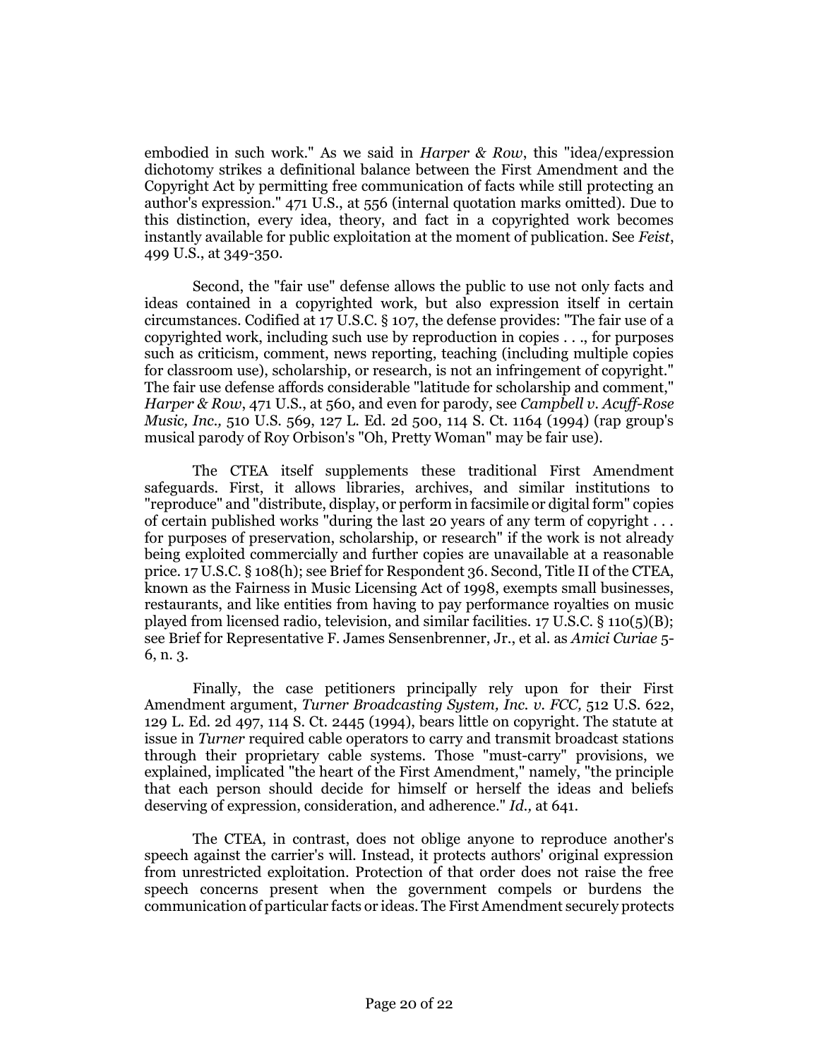embodied in such work." As we said in *Harper & Row*, this "idea/expression dichotomy strikes a definitional balance between the First Amendment and the Copyright Act by permitting free communication of facts while still protecting an author's expression." 471 U.S., at 556 (internal quotation marks omitted). Due to this distinction, every idea, theory, and fact in a copyrighted work becomes instantly available for public exploitation at the moment of publication. See *Feist*, 499 U.S., at 349-350.

Second, the "fair use" defense allows the public to use not only facts and ideas contained in a copyrighted work, but also expression itself in certain circumstances. Codified at 17 U.S.C. § 107, the defense provides: "The fair use of a copyrighted work, including such use by reproduction in copies . . ., for purposes such as criticism, comment, news reporting, teaching (including multiple copies for classroom use), scholarship, or research, is not an infringement of copyright." The fair use defense affords considerable "latitude for scholarship and comment," *Harper & Row*, 471 U.S., at 560, and even for parody, see *Campbell v. Acuff-Rose Music, Inc.,* 510 U.S. 569, 127 L. Ed. 2d 500, 114 S. Ct. 1164 (1994) (rap group's musical parody of Roy Orbison's "Oh, Pretty Woman" may be fair use).

The CTEA itself supplements these traditional First Amendment safeguards. First, it allows libraries, archives, and similar institutions to "reproduce" and "distribute, display, or perform in facsimile or digital form" copies of certain published works "during the last 20 years of any term of copyright . . . for purposes of preservation, scholarship, or research" if the work is not already being exploited commercially and further copies are unavailable at a reasonable price. 17 U.S.C. § 108(h); see Brief for Respondent 36. Second, Title II of the CTEA, known as the Fairness in Music Licensing Act of 1998, exempts small businesses, restaurants, and like entities from having to pay performance royalties on music played from licensed radio, television, and similar facilities. 17 U.S.C. § 110(5)(B); see Brief for Representative F. James Sensenbrenner, Jr., et al. as *Amici Curiae* 5-6, n. 3.

Finally, the case petitioners principally rely upon for their First Amendment argument, *Turner Broadcasting System, Inc. v. FCC,* 512 U.S. 622, 129 L. Ed. 2d 497, 114 S. Ct. 2445 (1994), bears little on copyright. The statute at issue in *Turner* required cable operators to carry and transmit broadcast stations through their proprietary cable systems. Those "must-carry" provisions, we explained, implicated "the heart of the First Amendment," namely, "the principle that each person should decide for himself or herself the ideas and beliefs deserving of expression, consideration, and adherence." *Id.,* at 641.

The CTEA, in contrast, does not oblige anyone to reproduce another's speech against the carrier's will. Instead, it protects authors' original expression from unrestricted exploitation. Protection of that order does not raise the free speech concerns present when the government compels or burdens the communication of particular facts or ideas. The First Amendment securely protects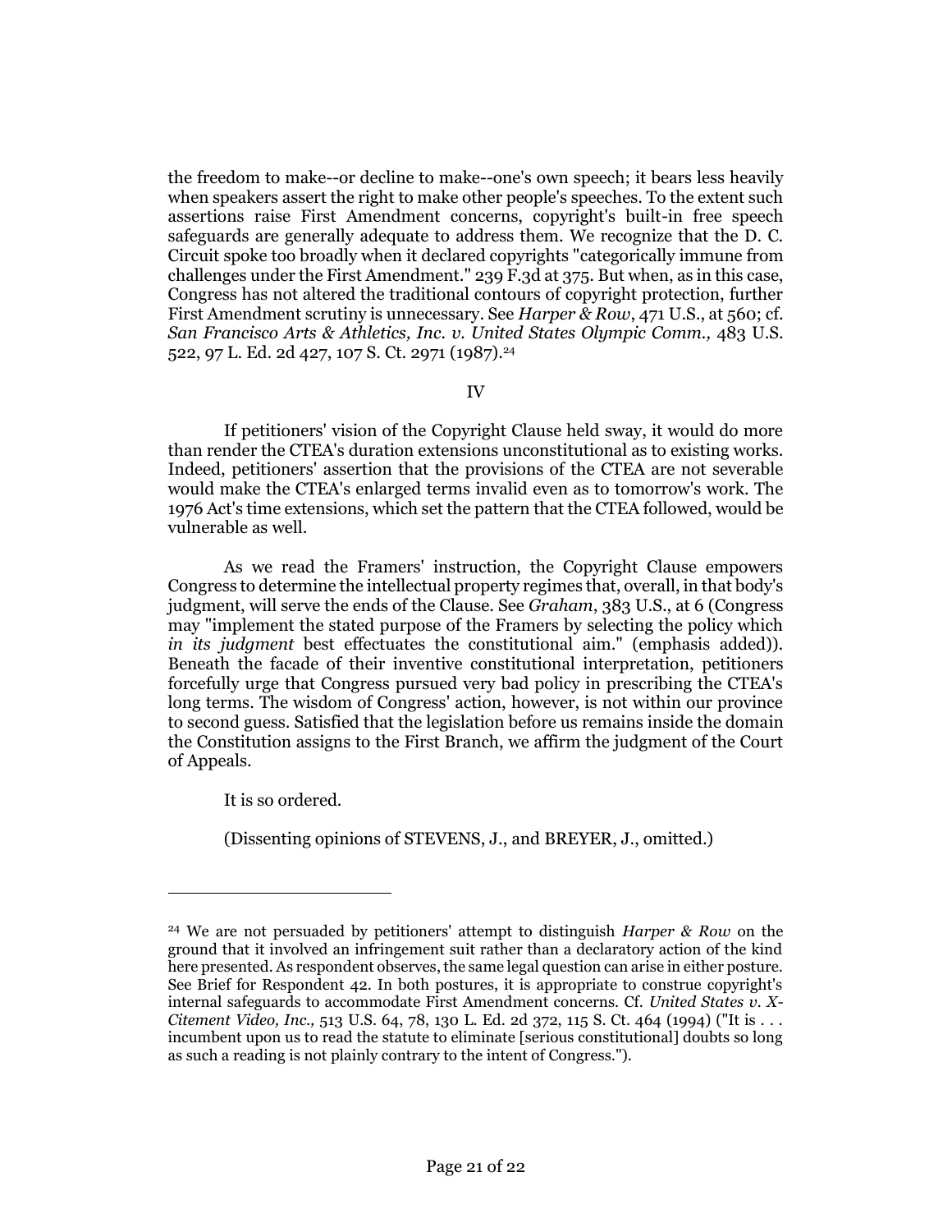the freedom to make--or decline to make--one's own speech; it bears less heavily when speakers assert the right to make other people's speeches. To the extent such assertions raise First Amendment concerns, copyright's built-in free speech safeguards are generally adequate to address them. We recognize that the D. C. Circuit spoke too broadly when it declared copyrights "categorically immune from challenges under the First Amendment." 239 F.3d at 375. But when, as in this case, Congress has not altered the traditional contours of copyright protection, further First Amendment scrutiny is unnecessary. See *Harper & Row*, 471 U.S., at 560; cf. *San Francisco Arts & Athletics, Inc. v. United States Olympic Comm.,* 483 U.S. 522, 97 L. Ed. 2d 427, 107 S. Ct. 2971 (1987).[24]

IV

If petitioners' vision of the Copyright Clause held sway, it would do more than render the CTEA's duration extensions unconstitutional as to existing works. Indeed, petitioners' assertion that the provisions of the CTEA are not severable would make the CTEA's enlarged terms invalid even as to tomorrow's work. The 1976 Act's time extensions, which set the pattern that the CTEA followed, would be vulnerable as well.

As we read the Framers' instruction, the Copyright Clause empowers Congress to determine the intellectual property regimes that, overall, in that body's judgment, will serve the ends of the Clause. See *Graham*, 383 U.S., at 6 (Congress may "implement the stated purpose of the Framers by selecting the policy which *in its judgment* best effectuates the constitutional aim." (emphasis added)). Beneath the facade of their inventive constitutional interpretation, petitioners forcefully urge that Congress pursued very bad policy in prescribing the CTEA's long terms. The wisdom of Congress' action, however, is not within our province to second guess. Satisfied that the legislation before us remains inside the domain the Constitution assigns to the First Branch, we affirm the judgment of the Court of Appeals.

It is so ordered.

(Dissenting opinions of STEVENS, J., and BREYER, J., omitted.)

---

[24] We are not persuaded by petitioners' attempt to distinguish *Harper & Row* on the ground that it involved an infringement suit rather than a declaratory action of the kind here presented. As respondent observes, the same legal question can arise in either posture. See Brief for Respondent 42. In both postures, it is appropriate to construe copyright's internal safeguards to accommodate First Amendment concerns. Cf. *United States v. X-Citement Video, Inc.,* 513 U.S. 64, 78, 130 L. Ed. 2d 372, 115 S. Ct. 464 (1994) ("It is . . . incumbent upon us to read the statute to eliminate [serious constitutional] doubts so long as such a reading is not plainly contrary to the intent of Congress.").